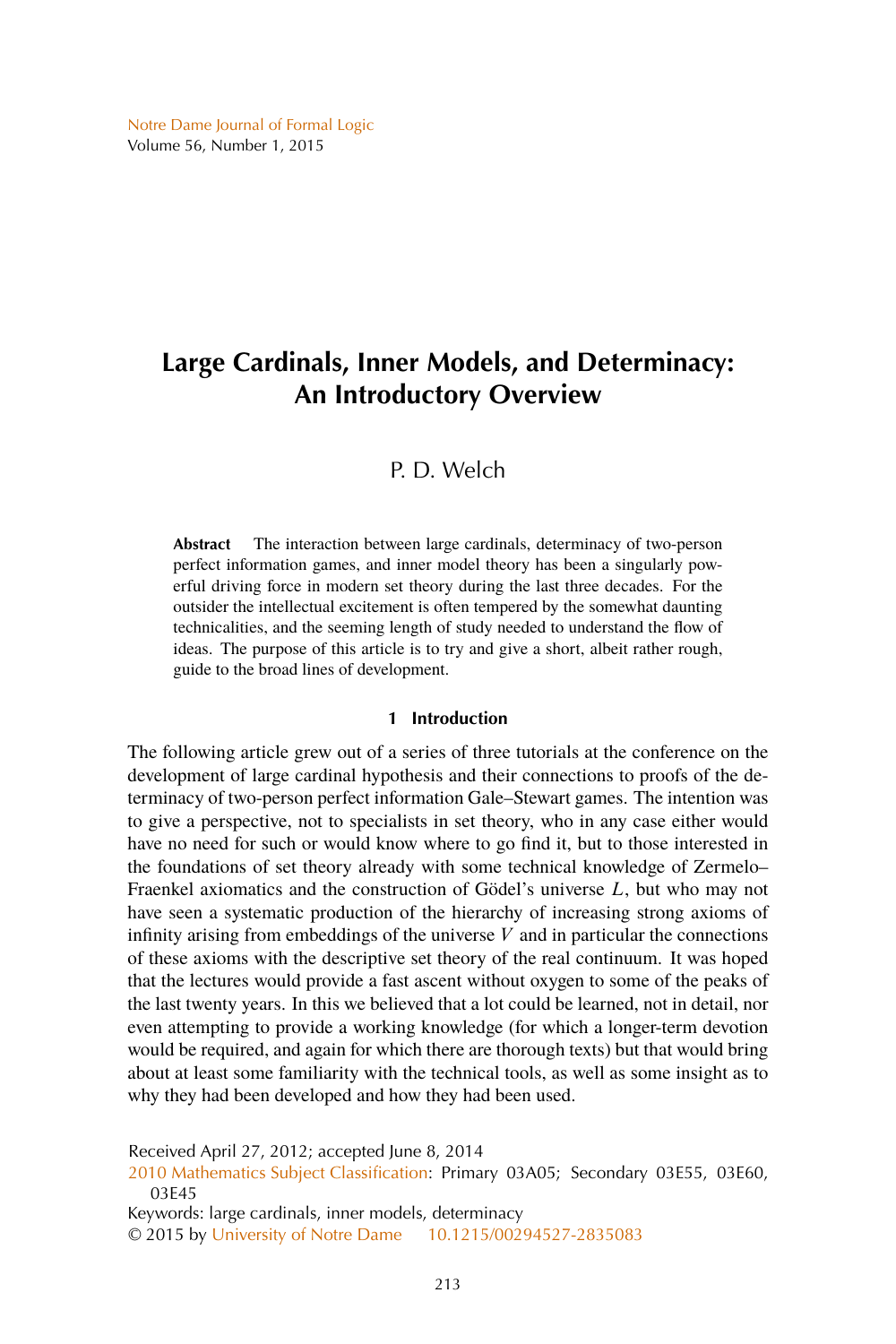# Large Cardinals, Inner Models, and Determinacy: An Introductory Overview

P. D. Welch

**Abstract** The interaction between large cardinals, determinacy of two-person perfect information games, and inner model theory has been a singularly powerful driving force in modern set theory during the last three decades. For the outsider the intellectual excitement is often tempered by the somewhat daunting technicalities, and the seeming length of study needed to understand the flow of ideas. The purpose of this article is to try and give a short, albeit rather rough, guide to the broad lines of development.

## 1 Introduction

The following article grew out of a series of three tutorials at the conference on the development of large cardinal hypothesis and their connections to proofs of the determinacy of two-person perfect information Gale–Stewart games. The intention was to give a perspective, not to specialists in set theory, who in any case either would have no need for such or would know where to go find it, but to those interested in the foundations of set theory already with some technical knowledge of Zermelo–Fraenkel axiomatics and the construction of Gödel's universe $L$, but who may not have seen a systematic production of the hierarchy of increasing strong axioms of infinity arising from embeddings of the universe $V$ and in particular the connections of these axioms with the descriptive set theory of the real continuum. It was hoped that the lectures would provide a fast ascent without oxygen to some of the peaks of the last twenty years. In this we believed that a lot could be learned, not in detail, nor even attempting to provide a working knowledge (for which a longer-term devotion would be required, and again for which there are thorough texts) but that would bring about at least some familiarity with the technical tools, as well as some insight as to why they had been developed and how they had been used.

Received April 27, 2012; accepted June 8, 2014
2010 Mathematics Subject Classification: Primary 03A05; Secondary 03E55, 03E60, 03E45
Keywords: large cardinals, inner models, determinacy
© 2015 by University of Notre Dame 10.1215/00294527-2835083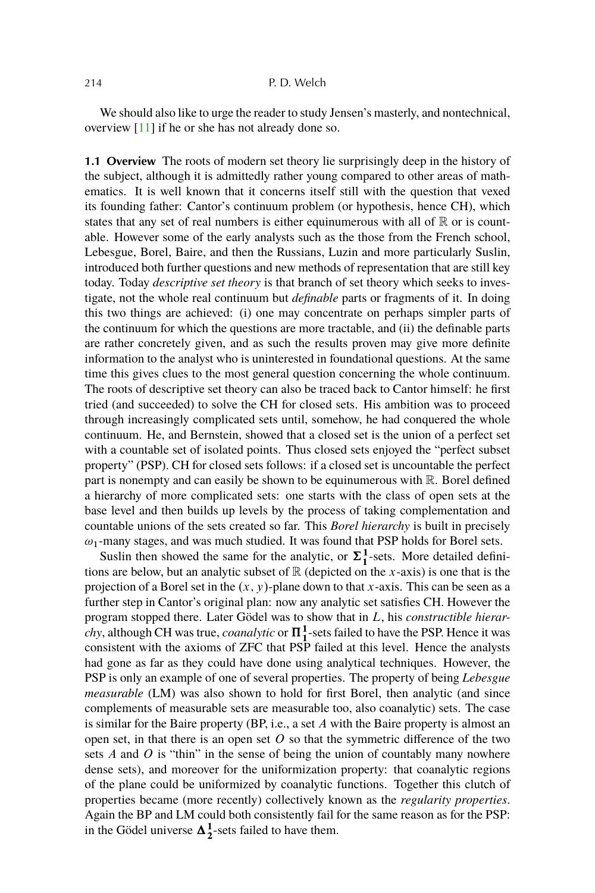We should also like to urge the reader to study Jensen's masterly, and nontechnical, overview [11] if he or she has not already done so.

**1.1 Overview** The roots of modern set theory lie surprisingly deep in the history of the subject, although it is admittedly rather young compared to other areas of mathematics. It is well known that it concerns itself still with the question that vexed its founding father: Cantor's continuum problem (or hypothesis, hence CH), which states that any set of real numbers is either equinumerous with all of $\mathbb{R}$ or is countable. However some of the early analysts such as the those from the French school, Lebesgue, Borel, Baire, and then the Russians, Luzin and more particularly Suslin, introduced both further questions and new methods of representation that are still key today. Today *descriptive set theory* is that branch of set theory which seeks to investigate, not the whole real continuum but *definable* parts or fragments of it. In doing this two things are achieved: (i) one may concentrate on perhaps simpler parts of the continuum for which the questions are more tractable, and (ii) the definable parts are rather concretely given, and as such the results proven may give more definite information to the analyst who is uninterested in foundational questions. At the same time this gives clues to the most general question concerning the whole continuum. The roots of descriptive set theory can also be traced back to Cantor himself: he first tried (and succeeded) to solve the CH for closed sets. His ambition was to proceed through increasingly complicated sets until, somehow, he had conquered the whole continuum. He, and Bernstein, showed that a closed set is the union of a perfect set with a countable set of isolated points. Thus closed sets enjoyed the "perfect subset property" (PSP). CH for closed sets follows: if a closed set is uncountable the perfect part is nonempty and can easily be shown to be equinumerous with $\mathbb{R}$. Borel defined a hierarchy of more complicated sets: one starts with the class of open sets at the base level and then builds up levels by the process of taking complementation and countable unions of the sets created so far. This *Borel hierarchy* is built in precisely $\omega_1$-many stages, and was much studied. It was found that PSP holds for Borel sets.

Suslin then showed the same for the analytic, or $\boldsymbol{\Sigma}^1_1$-sets. More detailed definitions are below, but an analytic subset of $\mathbb{R}$ (depicted on the $x$-axis) is one that is the projection of a Borel set in the $(x, y)$-plane down to that $x$-axis. This can be seen as a further step in Cantor's original plan: now any analytic set satisfies CH. However the program stopped there. Later Gödel was to show that in $L$, his *constructible hierarchy*, although CH was true, *coanalytic* or $\boldsymbol{\Pi}^1_1$-sets failed to have the PSP. Hence it was consistent with the axioms of ZFC that PSP failed at this level. Hence the analysts had gone as far as they could have done using analytical techniques. However, the PSP is only an example of one of several properties. The property of being *Lebesgue measurable* (LM) was also shown to hold for first Borel, then analytic (and since complements of measurable sets are measurable too, also coanalytic) sets. The case is similar for the Baire property (BP, i.e., a set $A$ with the Baire property is almost an open set, in that there is an open set $O$ so that the symmetric difference of the two sets $A$ and $O$ is "thin" in the sense of being the union of countably many nowhere dense sets), and moreover for the uniformization property: that coanalytic regions of the plane could be uniformized by coanalytic functions. Together this clutch of properties became (more recently) collectively known as the *regularity properties*. Again the BP and LM could both consistently fail for the same reason as for the PSP: in the Gödel universe $\boldsymbol{\Delta}^1_2$-sets failed to have them.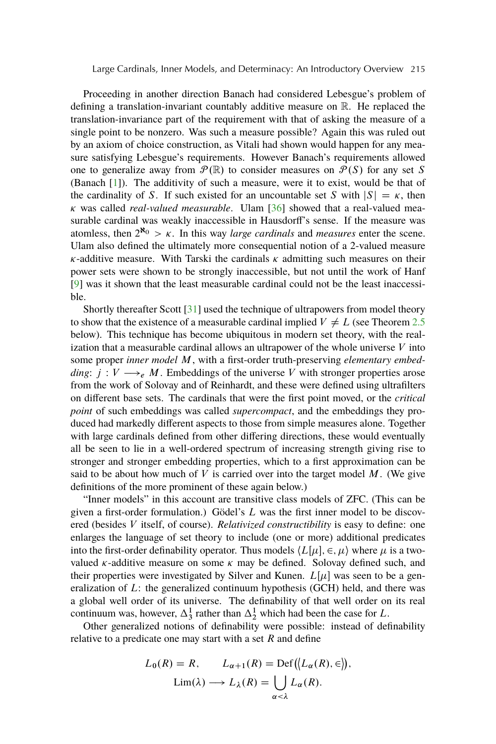Proceeding in another direction Banach had considered Lebesgue's problem of defining a translation-invariant countably additive measure on $\mathbb{R}$. He replaced the translation-invariance part of the requirement with that of asking the measure of a single point to be nonzero. Was such a measure possible? Again this was ruled out by an axiom of choice construction, as Vitali had shown would happen for any measure satisfying Lebesgue's requirements. However Banach's requirements allowed one to generalize away from $\mathcal{P}(\mathbb{R})$ to consider measures on $\mathcal{P}(S)$ for any set $S$ (Banach [1]). The additivity of such a measure, were it to exist, would be that of the cardinality of $S$. If such existed for an uncountable set $S$ with $|S| = \kappa$, then $\kappa$ was called *real-valued measurable*. Ulam [36] showed that a real-valued measurable cardinal was weakly inaccessible in Hausdorff's sense. If the measure was atomless, then $2^{\aleph_0} > \kappa$. In this way *large cardinals* and *measures* enter the scene. Ulam also defined the ultimately more consequential notion of a 2-valued measure $\kappa$-additive measure. With Tarski the cardinals $\kappa$ admitting such measures on their power sets were shown to be strongly inaccessible, but not until the work of Hanf [9] was it shown that the least measurable cardinal could not be the least inaccessible.

Shortly thereafter Scott [31] used the technique of ultrapowers from model theory to show that the existence of a measurable cardinal implied $V \neq L$ (see Theorem 2.5 below). This technique has become ubiquitous in modern set theory, with the realization that a measurable cardinal allows an ultrapower of the whole universe $V$ into some proper *inner model* $M$, with a first-order truth-preserving *elementary embedding*: $j : V \longrightarrow_e M$. Embeddings of the universe $V$ with stronger properties arose from the work of Solovay and of Reinhardt, and these were defined using ultrafilters on different base sets. The cardinals that were the first point moved, or the *critical point* of such embeddings was called *supercompact*, and the embeddings they produced had markedly different aspects to those from simple measures alone. Together with large cardinals defined from other differing directions, these would eventually all be seen to lie in a well-ordered spectrum of increasing strength giving rise to stronger and stronger embedding properties, which to a first approximation can be said to be about how much of $V$ is carried over into the target model $M$. (We give definitions of the more prominent of these again below.)

"Inner models" in this account are transitive class models of ZFC. (This can be given a first-order formulation.) Gödel's $L$ was the first inner model to be discovered (besides $V$ itself, of course). *Relativized constructibility* is easy to define: one enlarges the language of set theory to include (one or more) additional predicates into the first-order definability operator. Thus models $\langle L[\mu], \in, \mu\rangle$ where $\mu$ is a two-valued $\kappa$-additive measure on some $\kappa$ may be defined. Solovay defined such, and their properties were investigated by Silver and Kunen. $L[\mu]$ was seen to be a generalization of $L$: the generalized continuum hypothesis (GCH) held, and there was a global well order of its universe. The definability of that well order on its real continuum was, however, $\Delta^1_3$ rather than $\Delta^1_2$ which had been the case for $L$.

Other generalized notions of definability were possible: instead of definability relative to a predicate one may start with a set $R$ and define

$$L_0(R) = R, \qquad L_{\alpha+1}(R) = \mathrm{Def}\big(\langle L_\alpha(R), \in\rangle\big),$$
$$\mathrm{Lim}(\lambda) \longrightarrow L_\lambda(R) = \bigcup_{\alpha<\lambda} L_\alpha(R).$$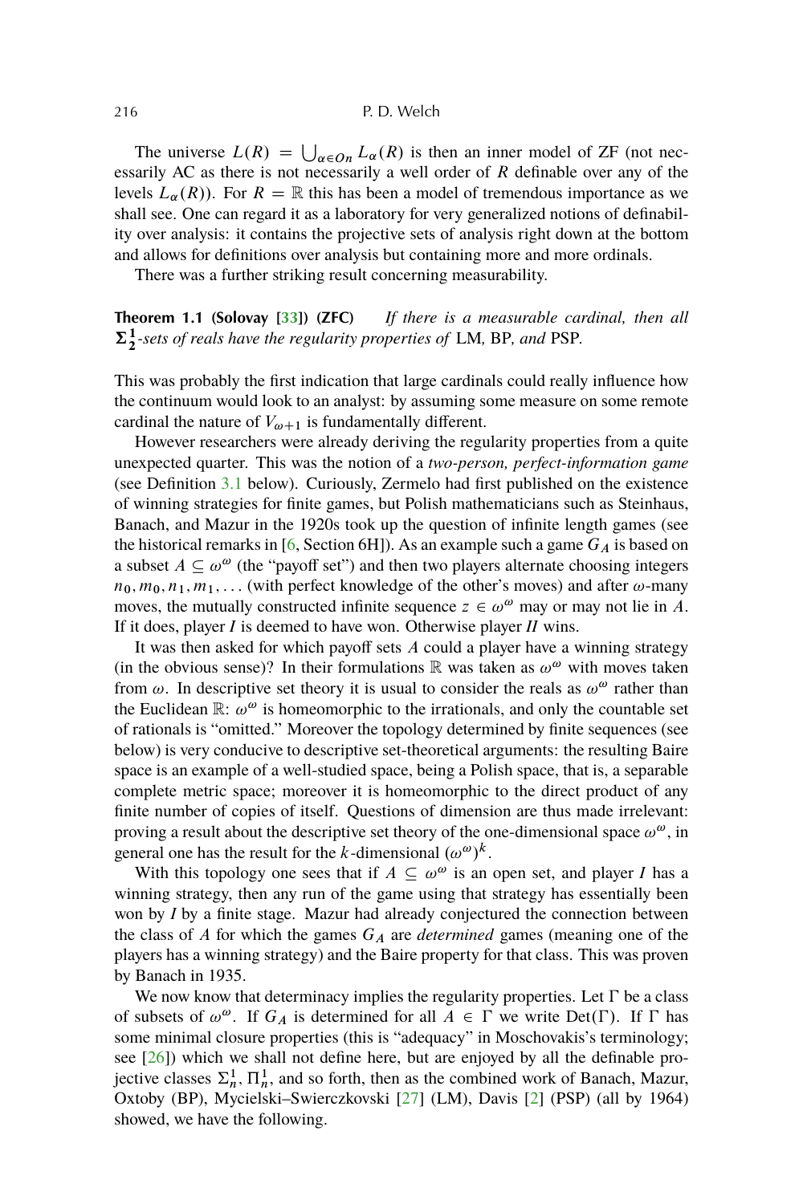The universe $L(R) = \bigcup_{\alpha \in On} L_\alpha(R)$ is then an inner model of ZF (not necessarily AC as there is not necessarily a well order of $R$ definable over any of the levels $L_\alpha(R)$). For $R = \mathbb{R}$ this has been a model of tremendous importance as we shall see. One can regard it as a laboratory for very generalized notions of definability over analysis: it contains the projective sets of analysis right down at the bottom and allows for definitions over analysis but containing more and more ordinals.

There was a further striking result concerning measurability.

**Theorem 1.1 (Solovay [33]) (ZFC)** *If there is a measurable cardinal, then all* $\boldsymbol{\Sigma^1_2}$*-sets of reals have the regularity properties of* LM*,* BP*, and* PSP*.*

This was probably the first indication that large cardinals could really influence how the continuum would look to an analyst: by assuming some measure on some remote cardinal the nature of $V_{\omega+1}$ is fundamentally different.

However researchers were already deriving the regularity properties from a quite unexpected quarter. This was the notion of a *two-person, perfect-information game* (see Definition 3.1 below). Curiously, Zermelo had first published on the existence of winning strategies for finite games, but Polish mathematicians such as Steinhaus, Banach, and Mazur in the 1920s took up the question of infinite length games (see the historical remarks in [6, Section 6H]). As an example such a game $G_A$ is based on a subset $A \subseteq \omega^\omega$ (the "payoff set") and then two players alternate choosing integers $n_0, m_0, n_1, m_1, \ldots$ (with perfect knowledge of the other's moves) and after $\omega$-many moves, the mutually constructed infinite sequence $z \in \omega^\omega$ may or may not lie in $A$. If it does, player *I* is deemed to have won. Otherwise player *II* wins.

It was then asked for which payoff sets $A$ could a player have a winning strategy (in the obvious sense)? In their formulations $\mathbb{R}$ was taken as $\omega^\omega$ with moves taken from $\omega$. In descriptive set theory it is usual to consider the reals as $\omega^\omega$ rather than the Euclidean $\mathbb{R}$: $\omega^\omega$ is homeomorphic to the irrationals, and only the countable set of rationals is "omitted." Moreover the topology determined by finite sequences (see below) is very conducive to descriptive set-theoretical arguments: the resulting Baire space is an example of a well-studied space, being a Polish space, that is, a separable complete metric space; moreover it is homeomorphic to the direct product of any finite number of copies of itself. Questions of dimension are thus made irrelevant: proving a result about the descriptive set theory of the one-dimensional space $\omega^\omega$, in general one has the result for the $k$-dimensional $(\omega^\omega)^k$.

With this topology one sees that if $A \subseteq \omega^\omega$ is an open set, and player *I* has a winning strategy, then any run of the game using that strategy has essentially been won by *I* by a finite stage. Mazur had already conjectured the connection between the class of $A$ for which the games $G_A$ are *determined* games (meaning one of the players has a winning strategy) and the Baire property for that class. This was proven by Banach in 1935.

We now know that determinacy implies the regularity properties. Let $\Gamma$ be a class of subsets of $\omega^\omega$. If $G_A$ is determined for all $A \in \Gamma$ we write $\mathrm{Det}(\Gamma)$. If $\Gamma$ has some minimal closure properties (this is "adequacy" in Moschovakis's terminology; see [26]) which we shall not define here, but are enjoyed by all the definable projective classes $\Sigma^1_n$, $\Pi^1_n$, and so forth, then as the combined work of Banach, Mazur, Oxtoby (BP), Mycielski–Swierczkovski [27] (LM), Davis [2] (PSP) (all by 1964) showed, we have the following.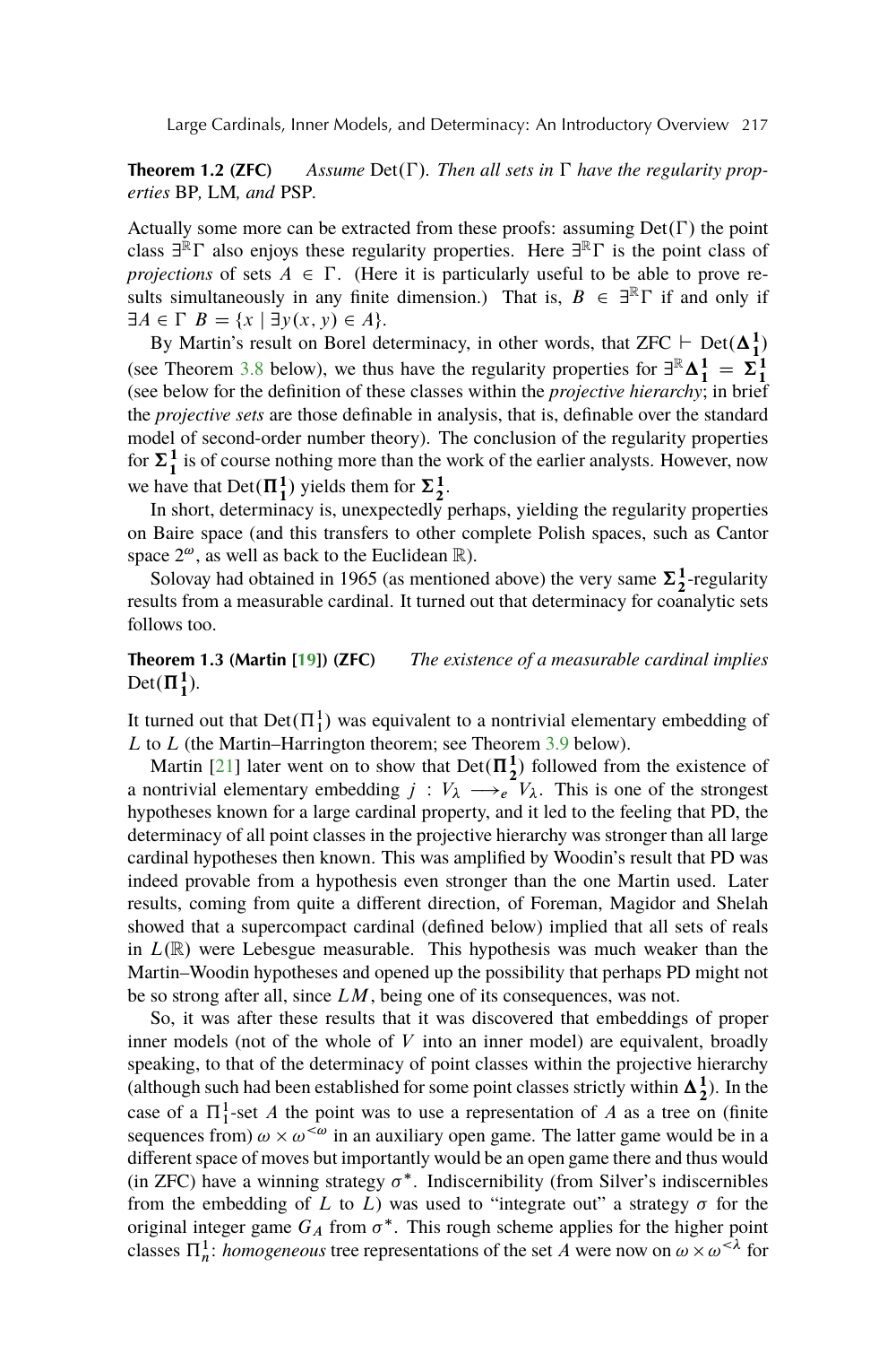**Theorem 1.2 (ZFC)** *Assume* $\mathrm{Det}(\Gamma)$. *Then all sets in* $\Gamma$ *have the regularity properties* BP, LM, *and* PSP.

Actually some more can be extracted from these proofs: assuming $\mathrm{Det}(\Gamma)$ the point class $\exists^{\mathbb{R}}\Gamma$ also enjoys these regularity properties. Here $\exists^{\mathbb{R}}\Gamma$ is the point class of *projections* of sets $A \in \Gamma$. (Here it is particularly useful to be able to prove results simultaneously in any finite dimension.) That is, $B \in \exists^{\mathbb{R}}\Gamma$ if and only if $\exists A \in \Gamma\ B = \{x \mid \exists y(x, y) \in A\}$.

By Martin's result on Borel determinacy, in other words, that ZFC $\vdash \mathrm{Det}(\boldsymbol{\Delta}^1_1)$ (see Theorem 3.8 below), we thus have the regularity properties for $\exists^{\mathbb{R}}\boldsymbol{\Delta}^1_1 = \boldsymbol{\Sigma}^1_1$ (see below for the definition of these classes within the *projective hierarchy*; in brief the *projective sets* are those definable in analysis, that is, definable over the standard model of second-order number theory). The conclusion of the regularity properties for $\boldsymbol{\Sigma}^1_1$ is of course nothing more than the work of the earlier analysts. However, now we have that $\mathrm{Det}(\boldsymbol{\Pi}^1_1)$ yields them for $\boldsymbol{\Sigma}^1_2$.

In short, determinacy is, unexpectedly perhaps, yielding the regularity properties on Baire space (and this transfers to other complete Polish spaces, such as Cantor space $2^\omega$, as well as back to the Euclidean $\mathbb{R}$).

Solovay had obtained in 1965 (as mentioned above) the very same $\boldsymbol{\Sigma}^1_2$-regularity results from a measurable cardinal. It turned out that determinacy for coanalytic sets follows too.

**Theorem 1.3 (Martin [19]) (ZFC)** *The existence of a measurable cardinal implies* $\mathrm{Det}(\boldsymbol{\Pi}^1_1)$.

It turned out that $\mathrm{Det}(\Pi^1_1)$ was equivalent to a nontrivial elementary embedding of $L$ to $L$ (the Martin–Harrington theorem; see Theorem 3.9 below).

Martin [21] later went on to show that $\mathrm{Det}(\boldsymbol{\Pi}^1_2)$ followed from the existence of a nontrivial elementary embedding $j : V_\lambda \longrightarrow_e V_\lambda$. This is one of the strongest hypotheses known for a large cardinal property, and it led to the feeling that PD, the determinacy of all point classes in the projective hierarchy was stronger than all large cardinal hypotheses then known. This was amplified by Woodin's result that PD was indeed provable from a hypothesis even stronger than the one Martin used. Later results, coming from quite a different direction, of Foreman, Magidor and Shelah showed that a supercompact cardinal (defined below) implied that all sets of reals in $L(\mathbb{R})$ were Lebesgue measurable. This hypothesis was much weaker than the Martin–Woodin hypotheses and opened up the possibility that perhaps PD might not be so strong after all, since $LM$, being one of its consequences, was not.

So, it was after these results that it was discovered that embeddings of proper inner models (not of the whole of $V$ into an inner model) are equivalent, broadly speaking, to that of the determinacy of point classes within the projective hierarchy (although such had been established for some point classes strictly within $\boldsymbol{\Delta}^1_2$). In the case of a $\Pi^1_1$-set $A$ the point was to use a representation of $A$ as a tree on (finite sequences from) $\omega \times \omega^{<\omega}$ in an auxiliary open game. The latter game would be in a different space of moves but importantly would be an open game there and thus would (in ZFC) have a winning strategy $\sigma^*$. Indiscernibility (from Silver's indiscernibles from the embedding of $L$ to $L$) was used to "integrate out" a strategy $\sigma$ for the original integer game $G_A$ from $\sigma^*$. This rough scheme applies for the higher point classes $\Pi^1_n$: *homogeneous* tree representations of the set $A$ were now on $\omega \times \omega^{<\lambda}$ for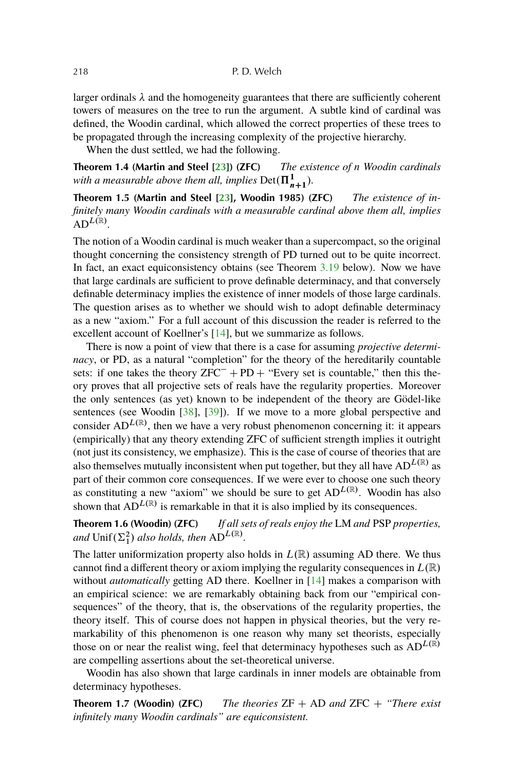larger ordinals $\lambda$ and the homogeneity guarantees that there are sufficiently coherent towers of measures on the tree to run the argument. A subtle kind of cardinal was defined, the Woodin cardinal, which allowed the correct properties of these trees to be propagated through the increasing complexity of the projective hierarchy.

When the dust settled, we had the following.

**Theorem 1.4 (Martin and Steel [23]) (ZFC)** *The existence of n Woodin cardinals with a measurable above them all, implies* $\mathrm{Det}(\boldsymbol{\Pi}^1_{n+1})$.

**Theorem 1.5 (Martin and Steel [23], Woodin 1985) (ZFC)** *The existence of infinitely many Woodin cardinals with a measurable cardinal above them all, implies* $\mathrm{AD}^{L(\mathbb{R})}$.

The notion of a Woodin cardinal is much weaker than a supercompact, so the original thought concerning the consistency strength of PD turned out to be quite incorrect. In fact, an exact equiconsistency obtains (see Theorem 3.19 below). Now we have that large cardinals are sufficient to prove definable determinacy, and that conversely definable determinacy implies the existence of inner models of those large cardinals. The question arises as to whether we should wish to adopt definable determinacy as a new "axiom." For a full account of this discussion the reader is referred to the excellent account of Koellner's [14], but we summarize as follows.

There is now a point of view that there is a case for assuming *projective determinacy*, or PD, as a natural "completion" for the theory of the hereditarily countable sets: if one takes the theory $\mathrm{ZFC}^- + \mathrm{PD} +$ "Every set is countable," then this theory proves that all projective sets of reals have the regularity properties. Moreover the only sentences (as yet) known to be independent of the theory are Gödel-like sentences (see Woodin [38], [39]). If we move to a more global perspective and consider $\mathrm{AD}^{L(\mathbb{R})}$, then we have a very robust phenomenon concerning it: it appears (empirically) that any theory extending ZFC of sufficient strength implies it outright (not just its consistency, we emphasize). This is the case of course of theories that are also themselves mutually inconsistent when put together, but they all have $\mathrm{AD}^{L(\mathbb{R})}$ as part of their common core consequences. If we were ever to choose one such theory as constituting a new "axiom" we should be sure to get $\mathrm{AD}^{L(\mathbb{R})}$. Woodin has also shown that $\mathrm{AD}^{L(\mathbb{R})}$ is remarkable in that it is also implied by its consequences.

**Theorem 1.6 (Woodin) (ZFC)** *If all sets of reals enjoy the* LM *and* PSP *properties, and* $\mathrm{Unif}(\Sigma^2_1)$ *also holds, then* $\mathrm{AD}^{L(\mathbb{R})}$.

The latter uniformization property also holds in $L(\mathbb{R})$ assuming AD there. We thus cannot find a different theory or axiom implying the regularity consequences in $L(\mathbb{R})$ without *automatically* getting AD there. Koellner in [14] makes a comparison with an empirical science: we are remarkably obtaining back from our "empirical consequences" of the theory, that is, the observations of the regularity properties, the theory itself. This of course does not happen in physical theories, but the very remarkability of this phenomenon is one reason why many set theorists, especially those on or near the realist wing, feel that determinacy hypotheses such as $\mathrm{AD}^{L(\mathbb{R})}$ are compelling assertions about the set-theoretical universe.

Woodin has also shown that large cardinals in inner models are obtainable from determinacy hypotheses.

**Theorem 1.7 (Woodin) (ZFC)** *The theories* ZF + AD *and* ZFC + *"There exist infinitely many Woodin cardinals" are equiconsistent.*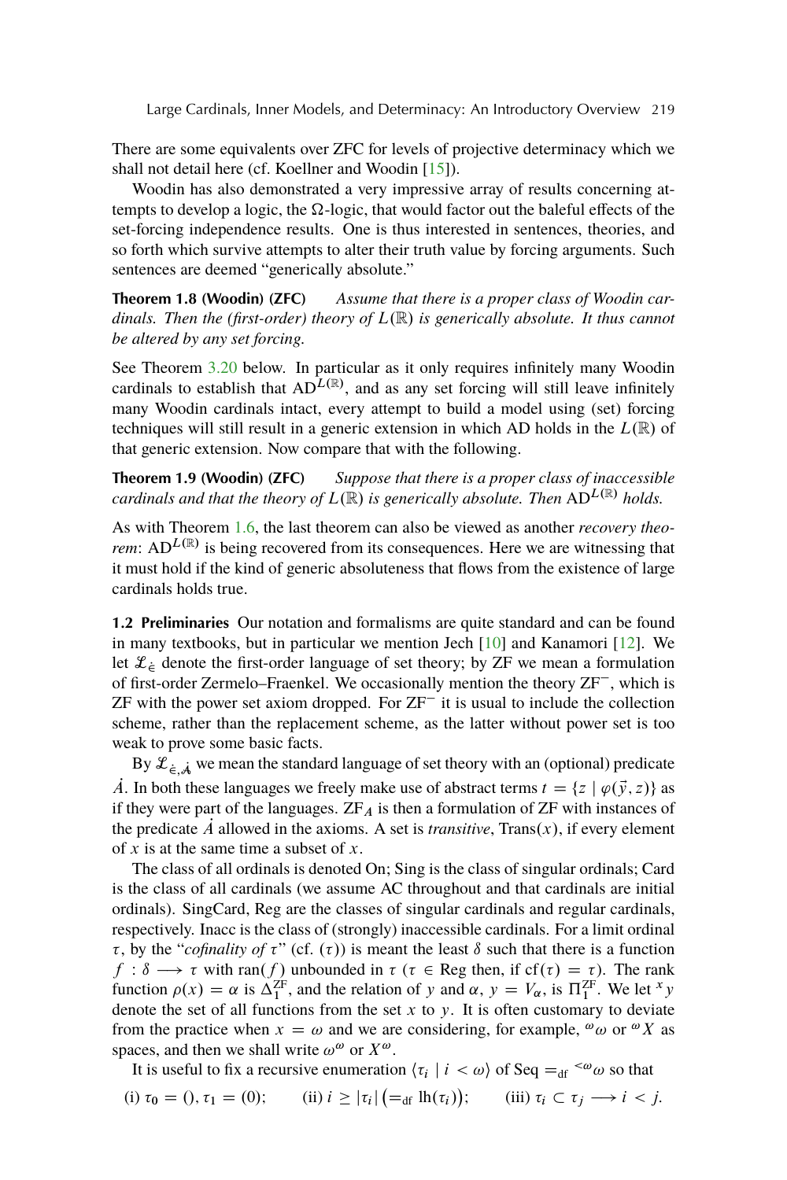There are some equivalents over ZFC for levels of projective determinacy which we shall not detail here (cf. Koellner and Woodin [15]).

Woodin has also demonstrated a very impressive array of results concerning attempts to develop a logic, the $\Omega$-logic, that would factor out the baleful effects of the set-forcing independence results. One is thus interested in sentences, theories, and so forth which survive attempts to alter their truth value by forcing arguments. Such sentences are deemed "generically absolute."

**Theorem 1.8 (Woodin) (ZFC)** *Assume that there is a proper class of Woodin cardinals. Then the (first-order) theory of $L(\mathbb{R})$ is generically absolute. It thus cannot be altered by any set forcing.*

See Theorem 3.20 below. In particular as it only requires infinitely many Woodin cardinals to establish that $\mathrm{AD}^{L(\mathbb{R})}$, and as any set forcing will still leave infinitely many Woodin cardinals intact, every attempt to build a model using (set) forcing techniques will still result in a generic extension in which AD holds in the $L(\mathbb{R})$ of that generic extension. Now compare that with the following.

**Theorem 1.9 (Woodin) (ZFC)** *Suppose that there is a proper class of inaccessible cardinals and that the theory of $L(\mathbb{R})$ is generically absolute. Then $\mathrm{AD}^{L(\mathbb{R})}$ holds.*

As with Theorem 1.6, the last theorem can also be viewed as another *recovery theorem*: $\mathrm{AD}^{L(\mathbb{R})}$ is being recovered from its consequences. Here we are witnessing that it must hold if the kind of generic absoluteness that flows from the existence of large cardinals holds true.

**1.2 Preliminaries** Our notation and formalisms are quite standard and can be found in many textbooks, but in particular we mention Jech [10] and Kanamori [12]. We let $\mathcal{L}_{\dot{\in}}$ denote the first-order language of set theory; by ZF we mean a formulation of first-order Zermelo–Fraenkel. We occasionally mention the theory $\mathrm{ZF}^-$, which is ZF with the power set axiom dropped. For $\mathrm{ZF}^-$ it is usual to include the collection scheme, rather than the replacement scheme, as the latter without power set is too weak to prove some basic facts.

By $\mathcal{L}_{\dot{\in},\dot{A}}$ we mean the standard language of set theory with an (optional) predicate $\dot{A}$. In both these languages we freely make use of abstract terms $t = \{z \mid \varphi(\vec{y}, z)\}$ as if they were part of the languages. $\mathrm{ZF}_A$ is then a formulation of ZF with instances of the predicate $\dot{A}$ allowed in the axioms. A set is *transitive*, $\mathrm{Trans}(x)$, if every element of $x$ is at the same time a subset of $x$.

The class of all ordinals is denoted On; Sing is the class of singular ordinals; Card is the class of all cardinals (we assume AC throughout and that cardinals are initial ordinals). SingCard, Reg are the classes of singular cardinals and regular cardinals, respectively. Inacc is the class of (strongly) inaccessible cardinals. For a limit ordinal $\tau$, by the "*cofinality of* $\tau$" (cf. $(\tau)$) is meant the least $\delta$ such that there is a function $f : \delta \longrightarrow \tau$ with $\mathrm{ran}(f)$ unbounded in $\tau$ ($\tau \in \mathrm{Reg}$ then, if $\mathrm{cf}(\tau) = \tau$). The rank function $\rho(x) = \alpha$ is $\Delta_1^{\mathrm{ZF}}$, and the relation of $y$ and $\alpha$, $y = V_\alpha$, is $\Pi_1^{\mathrm{ZF}}$. We let ${}^x y$ denote the set of all functions from the set $x$ to $y$. It is often customary to deviate from the practice when $x = \omega$ and we are considering, for example, ${}^\omega\omega$ or ${}^\omega X$ as spaces, and then we shall write $\omega^\omega$ or $X^\omega$.

It is useful to fix a recursive enumeration $\langle \tau_i \mid i < \omega \rangle$ of $\mathrm{Seq} =_{\mathrm{df}} {}^{<\omega}\omega$ so that

(i) $\tau_0 = (), \tau_1 = (0)$; (ii) $i \geq |\tau_i| \left(=_{\mathrm{df}} \mathrm{lh}(\tau_i)\right)$; (iii) $\tau_i \subset \tau_j \longrightarrow i < j$.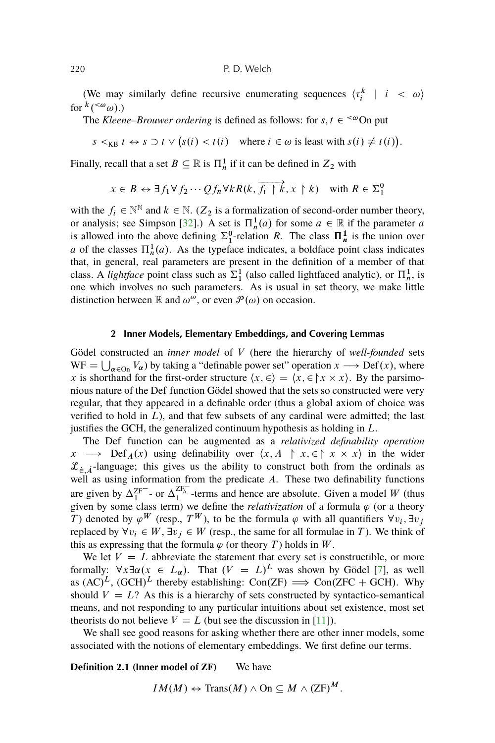(We may similarly define recursive enumerating sequences $\langle \tau_i^k \mid i < \omega \rangle$ for ${}^k({}^{<\omega}\omega)$.)

The *Kleene–Brouwer ordering* is defined as follows: for $s, t \in {}^{<\omega}\mathrm{On}$ put

$$s <_{\mathrm{KB}} t \leftrightarrow s \supset t \vee \big(s(i) < t(i) \quad \text{where } i \in \omega \text{ is least with } s(i) \neq t(i)\big).$$

Finally, recall that a set $B \subseteq \mathbb{R}$ is $\Pi^1_n$ if it can be defined in $Z_2$ with

$$x \in B \leftrightarrow \exists f_1 \forall f_2 \cdots Q f_n \forall k R(k, \overrightarrow{f_i \restriction k}, \overline{x} \restriction k) \quad \text{with } R \in \Sigma^0_1$$

with the $f_i \in \mathbb{N}^{\mathbb{N}}$ and $k \in \mathbb{N}$. ($Z_2$ is a formalization of second-order number theory, or analysis; see Simpson [32].) A set is $\Pi^1_n(a)$ for some $a \in \mathbb{R}$ if the parameter $a$ is allowed into the above defining $\Sigma^0_1$-relation $R$. The class $\boldsymbol{\Pi^1_n}$ is the union over $a$ of the classes $\Pi^1_n(a)$. As the typeface indicates, a boldface point class indicates that, in general, real parameters are present in the definition of a member of that class. A *lightface* point class such as $\Sigma^1_1$ (also called lightfaced analytic), or $\Pi^1_n$, is one which involves no such parameters. As is usual in set theory, we make little distinction between $\mathbb{R}$ and $\omega^\omega$, or even $\mathcal{P}(\omega)$ on occasion.

## 2 Inner Models, Elementary Embeddings, and Covering Lemmas

Gödel constructed an *inner model* of $V$ (here the hierarchy of *well-founded* sets $\mathrm{WF} = \bigcup_{\alpha \in \mathrm{On}} V_\alpha$) by taking a "definable power set" operation $x \longrightarrow \mathrm{Def}(x)$, where $x$ is shorthand for the first-order structure $\langle x, \in \rangle = \langle x, \in \restriction x \times x \rangle$. By the parsimonious nature of the Def function Gödel showed that the sets so constructed were very regular, that they appeared in a definable order (thus a global axiom of choice was verified to hold in $L$), and that few subsets of any cardinal were admitted; the last justifies the GCH, the generalized continuum hypothesis as holding in $L$.

The Def function can be augmented as a *relativized definability operation* $x \longrightarrow \mathrm{Def}_A(x)$ using definability over $\langle x, A \restriction x, \in \restriction x \times x \rangle$ in the wider $\mathcal{L}_{\dot{\in}, \dot{A}}$-language; this gives us the ability to construct both from the ordinals as well as using information from the predicate $A$. These two definability functions are given by $\Delta_1^{\mathrm{ZF}^-}$- or $\Delta_1^{\mathrm{ZF}^-_A}$-terms and hence are absolute. Given a model $W$ (thus given by some class term) we define the *relativization* of a formula $\varphi$ (or a theory $T$) denoted by $\varphi^W$ (resp., $T^W$), to be the formula $\varphi$ with all quantifiers $\forall v_i, \exists v_j$ replaced by $\forall v_i \in W, \exists v_j \in W$ (resp., the same for all formulae in $T$). We think of this as expressing that the formula $\varphi$ (or theory $T$) holds in $W$.

We let $V = L$ abbreviate the statement that every set is constructible, or more formally: $\forall x \exists \alpha (x \in L_\alpha)$. That $(V = L)^L$ was shown by Gödel [7], as well as $(\mathrm{AC})^L$, $(\mathrm{GCH})^L$ thereby establishing: $\mathrm{Con(ZF)} \Longrightarrow \mathrm{Con(ZFC + GCH)}$. Why should $V = L$? As this is a hierarchy of sets constructed by syntactico-semantical means, and not responding to any particular intuitions about set existence, most set theorists do not believe $V = L$ (but see the discussion in [11]).

We shall see good reasons for asking whether there are other inner models, some associated with the notions of elementary embeddings. We first define our terms.

**Definition 2.1 (Inner model of ZF)** We have

$$IM(M) \leftrightarrow \mathrm{Trans}(M) \wedge \mathrm{On} \subseteq M \wedge (\mathrm{ZF})^M.$$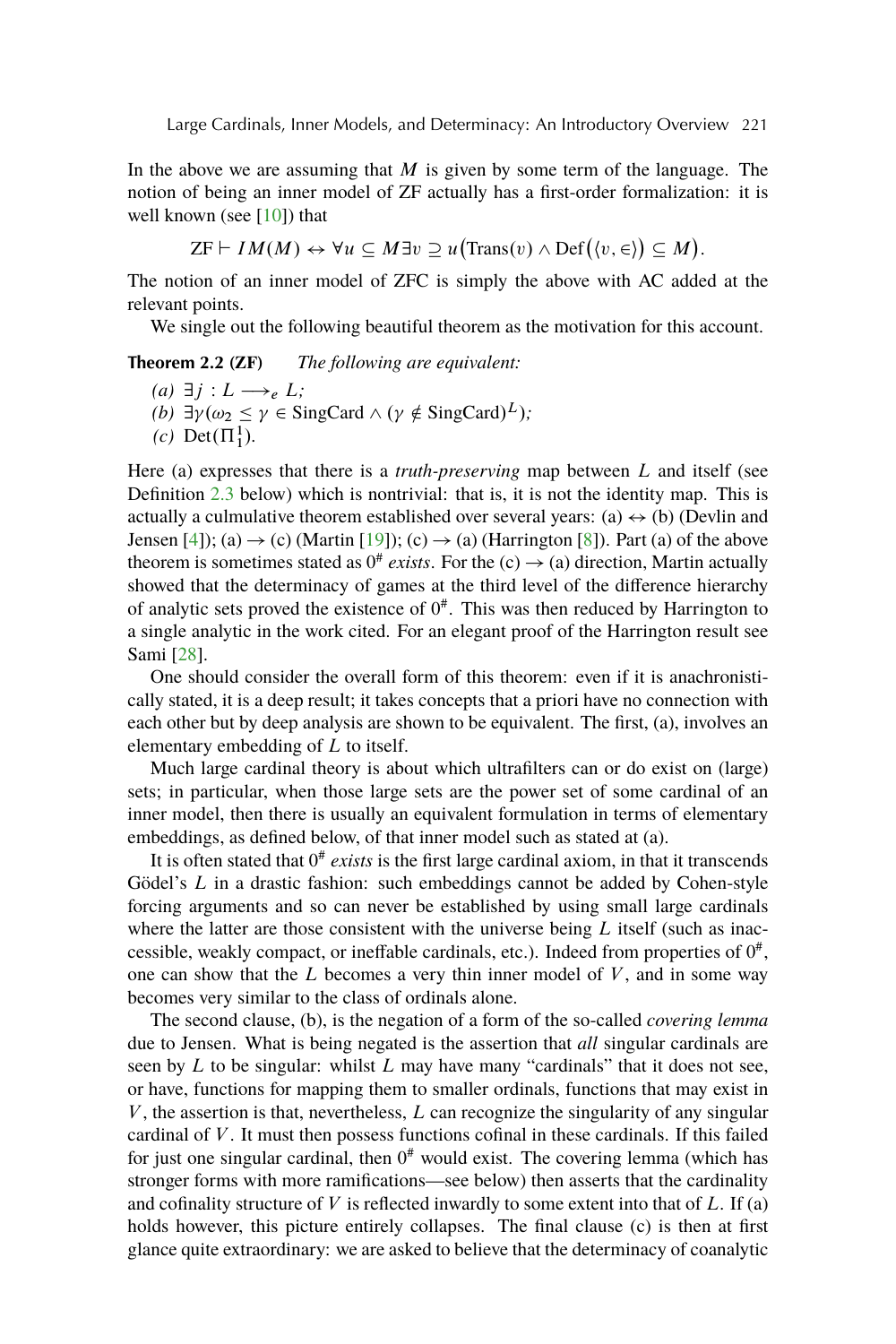In the above we are assuming that $M$ is given by some term of the language. The notion of being an inner model of ZF actually has a first-order formalization: it is well known (see [10]) that

$$\mathrm{ZF} \vdash IM(M) \leftrightarrow \forall u \subseteq M \exists v \supseteq u \big(\mathrm{Trans}(v) \wedge \mathrm{Def}\big(\langle v, \in\rangle\big) \subseteq M\big).$$

The notion of an inner model of ZFC is simply the above with AC added at the relevant points.

We single out the following beautiful theorem as the motivation for this account.

**Theorem 2.2 (ZF)** *The following are equivalent:*

*(a)* $\exists j : L \longrightarrow_e L$*;*
*(b)* $\exists \gamma (\omega_2 \leq \gamma \in \mathrm{SingCard} \wedge (\gamma \notin \mathrm{SingCard})^L)$*;*
*(c)* $\mathrm{Det}(\Pi^1_1)$.

Here (a) expresses that there is a *truth-preserving* map between $L$ and itself (see Definition 2.3 below) which is nontrivial: that is, it is not the identity map. This is actually a culmulative theorem established over several years: (a) $\leftrightarrow$ (b) (Devlin and Jensen [4]); (a) $\rightarrow$ (c) (Martin [19]); (c) $\rightarrow$ (a) (Harrington [8]). Part (a) of the above theorem is sometimes stated as $0^\#$ *exists*. For the (c) $\rightarrow$ (a) direction, Martin actually showed that the determinacy of games at the third level of the difference hierarchy of analytic sets proved the existence of $0^\#$. This was then reduced by Harrington to a single analytic in the work cited. For an elegant proof of the Harrington result see Sami [28].

One should consider the overall form of this theorem: even if it is anachronistically stated, it is a deep result; it takes concepts that a priori have no connection with each other but by deep analysis are shown to be equivalent. The first, (a), involves an elementary embedding of $L$ to itself.

Much large cardinal theory is about which ultrafilters can or do exist on (large) sets; in particular, when those large sets are the power set of some cardinal of an inner model, then there is usually an equivalent formulation in terms of elementary embeddings, as defined below, of that inner model such as stated at (a).

It is often stated that $0^\#$ *exists* is the first large cardinal axiom, in that it transcends Gödel's $L$ in a drastic fashion: such embeddings cannot be added by Cohen-style forcing arguments and so can never be established by using small large cardinals where the latter are those consistent with the universe being $L$ itself (such as inaccessible, weakly compact, or ineffable cardinals, etc.). Indeed from properties of $0^\#$, one can show that the $L$ becomes a very thin inner model of $V$, and in some way becomes very similar to the class of ordinals alone.

The second clause, (b), is the negation of a form of the so-called *covering lemma* due to Jensen. What is being negated is the assertion that *all* singular cardinals are seen by $L$ to be singular: whilst $L$ may have many "cardinals" that it does not see, or have, functions for mapping them to smaller ordinals, functions that may exist in $V$, the assertion is that, nevertheless, $L$ can recognize the singularity of any singular cardinal of $V$. It must then possess functions cofinal in these cardinals. If this failed for just one singular cardinal, then $0^\#$ would exist. The covering lemma (which has stronger forms with more ramifications—see below) then asserts that the cardinality and cofinality structure of $V$ is reflected inwardly to some extent into that of $L$. If (a) holds however, this picture entirely collapses. The final clause (c) is then at first glance quite extraordinary: we are asked to believe that the determinacy of coanalytic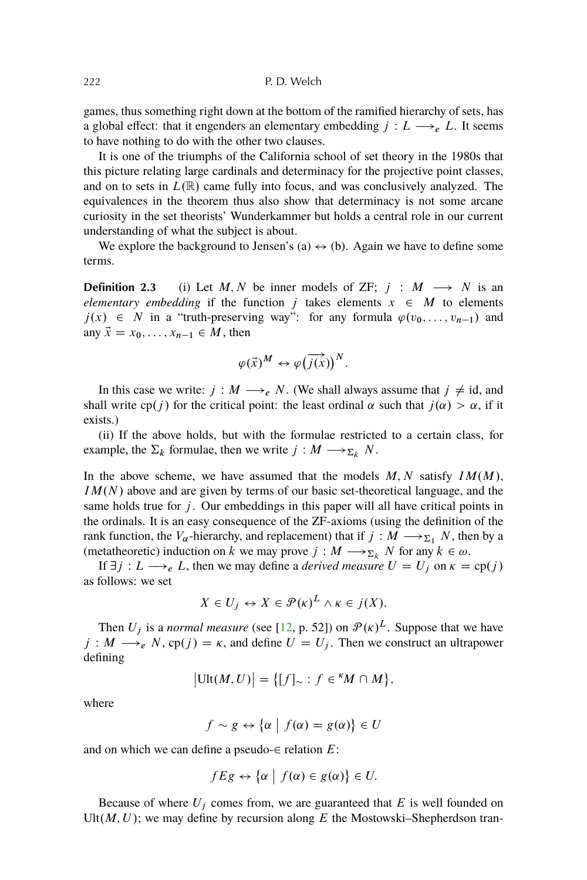games, thus something right down at the bottom of the ramified hierarchy of sets, has a global effect: that it engenders an elementary embedding $j : L \longrightarrow_e L$. It seems to have nothing to do with the other two clauses.

It is one of the triumphs of the California school of set theory in the 1980s that this picture relating large cardinals and determinacy for the projective point classes, and on to sets in $L(\mathbb{R})$ came fully into focus, and was conclusively analyzed. The equivalences in the theorem thus also show that determinacy is not some arcane curiosity in the set theorists' Wunderkammer but holds a central role in our current understanding of what the subject is about.

We explore the background to Jensen's (a) $\leftrightarrow$ (b). Again we have to define some terms.

**Definition 2.3** (i) Let $M, N$ be inner models of ZF; $j : M \longrightarrow N$ is an *elementary embedding* if the function $j$ takes elements $x \in M$ to elements $j(x) \in N$ in a "truth-preserving way": for any formula $\varphi(v_0, \ldots, v_{n-1})$ and any $\vec{x} = x_0, \ldots, x_{n-1} \in M$, then

$$\varphi(\vec{x})^M \leftrightarrow \varphi\big(\overrightarrow{j(x)}\big)^N.$$

In this case we write: $j : M \longrightarrow_e N$. (We shall always assume that $j \neq \text{id}$, and shall write $\text{cp}(j)$ for the critical point: the least ordinal $\alpha$ such that $j(\alpha) > \alpha$, if it exists.)

(ii) If the above holds, but with the formulae restricted to a certain class, for example, the $\Sigma_k$ formulae, then we write $j : M \longrightarrow_{\Sigma_k} N$.

In the above scheme, we have assumed that the models $M, N$ satisfy $IM(M)$, $IM(N)$ above and are given by terms of our basic set-theoretical language, and the same holds true for $j$. Our embeddings in this paper will all have critical points in the ordinals. It is an easy consequence of the ZF-axioms (using the definition of the rank function, the $V_\alpha$-hierarchy, and replacement) that if $j : M \longrightarrow_{\Sigma_1} N$, then by a (metatheoretic) induction on $k$ we may prove $j : M \longrightarrow_{\Sigma_k} N$ for any $k \in \omega$.

If $\exists j : L \longrightarrow_e L$, then we may define a *derived measure* $U = U_j$ on $\kappa = \text{cp}(j)$ as follows: we set

$$X \in U_j \leftrightarrow X \in \mathcal{P}(\kappa)^L \wedge \kappa \in j(X).$$

Then $U_j$ is a *normal measure* (see [12, p. 52]) on $\mathcal{P}(\kappa)^L$. Suppose that we have $j : M \longrightarrow_e N$, $\text{cp}(j) = \kappa$, and define $U = U_j$. Then we construct an ultrapower defining

$$\big|\text{Ult}(M, U)\big| = \big\{[f]_\sim : f \in {}^\kappa M \cap M\big\},$$

where

$$f \sim g \leftrightarrow \big\{\alpha \;\big|\; f(\alpha) = g(\alpha)\big\} \in U$$

and on which we can define a pseudo-$\in$ relation $E$:

$$fEg \leftrightarrow \big\{\alpha \;\big|\; f(\alpha) \in g(\alpha)\big\} \in U.$$

Because of where $U_j$ comes from, we are guaranteed that $E$ is well founded on $\text{Ult}(M, U)$; we may define by recursion along $E$ the Mostowski–Shepherdson tran-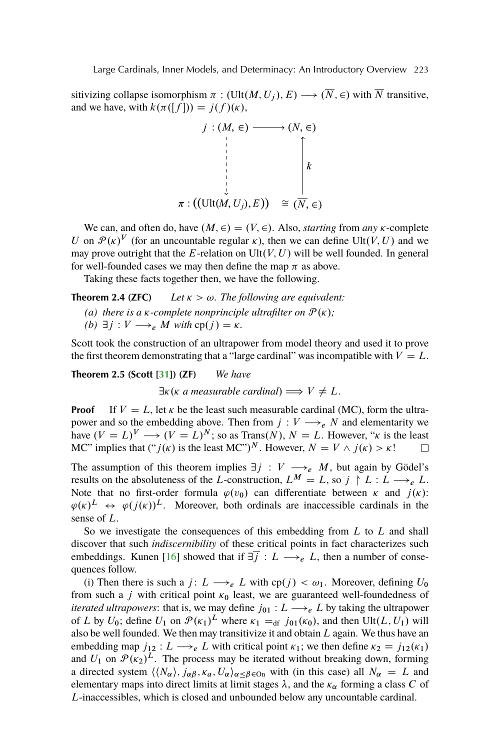sitivizing collapse isomorphism $\pi : (\mathrm{Ult}(M, U_j), E) \longrightarrow (\overline{N}, \in)$ with $\overline{N}$ transitive, and we have, with $k(\pi([f])) = j(f)(\kappa)$,

$$\begin{array}{ccc} j : (M, \in) & \longrightarrow & (N, \in) \\ \vdots & & \uparrow k \\ \pi : ((\mathrm{Ult}(M, U_j), E)) & \cong & (\overline{N}, \in) \end{array}$$

We can, and often do, have $(M, \in) = (V, \in)$. Also, *starting* from *any* $\kappa$-complete $U$ on $\mathcal{P}(\kappa)^V$ (for an uncountable regular $\kappa$), then we can define $\mathrm{Ult}(V, U)$ and we may prove outright that the $E$-relation on $\mathrm{Ult}(V, U)$ will be well founded. In general for well-founded cases we may then define the map $\pi$ as above.

Taking these facts together then, we have the following.

**Theorem 2.4 (ZFC)** *Let $\kappa > \omega$. The following are equivalent:*

*(a) there is a $\kappa$-complete nonprinciple ultrafilter on $\mathcal{P}(\kappa)$;*
*(b) $\exists j : V \longrightarrow_e M$ with $\mathrm{cp}(j) = \kappa$.*

Scott took the construction of an ultrapower from model theory and used it to prove the first theorem demonstrating that a "large cardinal" was incompatible with $V = L$.

**Theorem 2.5 (Scott [31]) (ZF)** *We have*

$$\exists\kappa(\kappa \text{ a measurable cardinal}) \Longrightarrow V \neq L.$$

**Proof** If $V = L$, let $\kappa$ be the least such measurable cardinal (MC), form the ultrapower and so the embedding above. Then from $j : V \longrightarrow_e N$ and elementarity we have $(V = L)^V \longrightarrow (V = L)^N$; so as $\mathrm{Trans}(N)$, $N = L$. However, "$\kappa$ is the least MC" implies that ("$j(\kappa)$ is the least MC")$^N$. However, $N = V \wedge j(\kappa) > \kappa$! □

The assumption of this theorem implies $\exists j : V \longrightarrow_e M$, but again by Gödel's results on the absoluteness of the $L$-construction, $L^M = L$, so $j \restriction L : L \longrightarrow_e L$. Note that no first-order formula $\varphi(v_0)$ can differentiate between $\kappa$ and $j(\kappa)$: $\varphi(\kappa)^L \leftrightarrow \varphi(j(\kappa))^L$. Moreover, both ordinals are inaccessible cardinals in the sense of $L$.

So we investigate the consequences of this embedding from $L$ to $L$ and shall discover that such *indiscernibility* of these critical points in fact characterizes such embeddings. Kunen [16] showed that if $\exists \overline{j} : L \longrightarrow_e L$, then a number of consequences follow.

(i) Then there is such a $j : L \longrightarrow_e L$ with $\mathrm{cp}(j) < \omega_1$. Moreover, defining $U_0$ from such a $j$ with critical point $\kappa_0$ least, we are guaranteed well-foundedness of *iterated ultrapowers*: that is, we may define $j_{01} : L \longrightarrow_e L$ by taking the ultrapower of $L$ by $U_0$; define $U_1$ on $\mathcal{P}(\kappa_1)^L$ where $\kappa_1 =_{\mathrm{df}} j_{01}(\kappa_0)$, and then $\mathrm{Ult}(L, U_1)$ will also be well founded. We then may transitivize it and obtain $L$ again. We thus have an embedding map $j_{12} : L \longrightarrow_e L$ with critical point $\kappa_1$; we then define $\kappa_2 = j_{12}(\kappa_1)$ and $U_1$ on $\mathcal{P}(\kappa_2)^L$. The process may be iterated without breaking down, forming a directed system $\langle\langle N_\alpha\rangle, j_{\alpha\beta}, \kappa_a, U_\alpha\rangle_{\alpha \leq \beta \in \mathrm{On}}$ with (in this case) all $N_\alpha = L$ and elementary maps into direct limits at limit stages $\lambda$, and the $\kappa_\alpha$ forming a class $C$ of $L$-inaccessibles, which is closed and unbounded below any uncountable cardinal.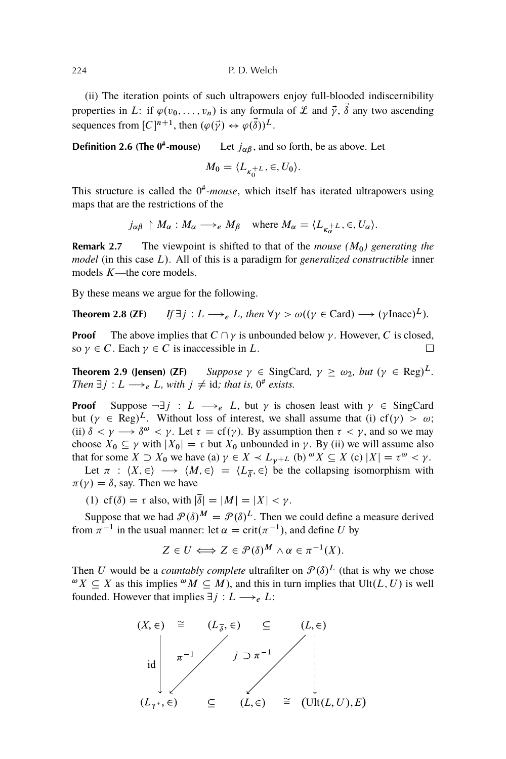(ii) The iteration points of such ultrapowers enjoy full-blooded indiscernibility properties in $L$: if $\varphi(v_0, \ldots, v_n)$ is any formula of $\mathcal{L}$ and $\vec{\gamma}$, $\vec{\delta}$ any two ascending sequences from $[C]^{n+1}$, then $(\varphi(\vec{\gamma}) \leftrightarrow \varphi(\vec{\delta}))^L$.

**Definition 2.6 (The $0^\#$-mouse)** Let $j_{\alpha\beta}$, and so forth, be as above. Let

$$M_0 = \langle L_{\kappa_0^{+L}}, \in, U_0 \rangle.$$

This structure is called the $0^\#$-*mouse*, which itself has iterated ultrapowers using maps that are the restrictions of the

$$j_{\alpha\beta} \restriction M_\alpha : M_\alpha \longrightarrow_e M_\beta \quad \text{where } M_\alpha = \langle L_{\kappa_\alpha^{+L}}, \in, U_\alpha \rangle.$$

**Remark 2.7** The viewpoint is shifted to that of the *mouse ($M_0$) generating the model* (in this case $L$). All of this is a paradigm for *generalized constructible* inner models $K$—the core models.

By these means we argue for the following.

**Theorem 2.8 (ZF)** *If $\exists j : L \longrightarrow_e L$, then $\forall \gamma > \omega((\gamma \in \mathrm{Card}) \longrightarrow (\gamma \mathrm{Inacc})^L)$.*

**Proof** The above implies that $C \cap \gamma$ is unbounded below $\gamma$. However, $C$ is closed, so $\gamma \in C$. Each $\gamma \in C$ is inaccessible in $L$. □

**Theorem 2.9 (Jensen) (ZF)** *Suppose $\gamma \in \mathrm{SingCard}$, $\gamma \geq \omega_2$, but $(\gamma \in \mathrm{Reg})^L$. Then $\exists j : L \longrightarrow_e L$, with $j \neq \mathrm{id}$; that is, $0^\#$ exists.*

**Proof** Suppose $\neg\exists j : L \longrightarrow_e L$, but $\gamma$ is chosen least with $\gamma \in \mathrm{SingCard}$ but $(\gamma \in \mathrm{Reg})^L$. Without loss of interest, we shall assume that (i) $\mathrm{cf}(\gamma) > \omega$; (ii) $\delta < \gamma \longrightarrow \delta^\omega < \gamma$. Let $\tau = \mathrm{cf}(\gamma)$. By assumption then $\tau < \gamma$, and so we may choose $X_0 \subseteq \gamma$ with $|X_0| = \tau$ but $X_0$ unbounded in $\gamma$. By (ii) we will assume also that for some $X \supset X_0$ we have (a) $\gamma \in X \prec L_{\gamma^{+L}}$ (b) ${}^\omega X \subseteq X$ (c) $|X| = \tau^\omega < \gamma$.

Let $\pi : \langle X, \in \rangle \longrightarrow \langle M, \in \rangle = \langle L_{\overline{\delta}}, \in \rangle$ be the collapsing isomorphism with $\pi(\gamma) = \delta$, say. Then we have

(1) $\mathrm{cf}(\delta) = \tau$ also, with $|\overline{\delta}| = |M| = |X| < \gamma$.

Suppose that we had $\mathcal{P}(\delta)^M = \mathcal{P}(\delta)^L$. Then we could define a measure derived from $\pi^{-1}$ in the usual manner: let $\alpha = \mathrm{crit}(\pi^{-1})$, and define $U$ by

$$Z \in U \Longleftrightarrow Z \in \mathcal{P}(\delta)^M \wedge \alpha \in \pi^{-1}(X).$$

Then $U$ would be a *countably complete* ultrafilter on $\mathcal{P}(\delta)^L$ (that is why we chose ${}^\omega X \subseteq X$ as this implies ${}^\omega M \subseteq M$), and this in turn implies that $\mathrm{Ult}(L, U)$ is well founded. However that implies $\exists j : L \longrightarrow_e L$:

$$\begin{array}{ccccc}
(X, \in) & \cong & (L_{\overline{\delta}}, \in) & \subseteq & (L, \in) \\
\downarrow \mathrm{id} & \swarrow \pi^{-1} & & \swarrow j \supset \pi^{-1} & \vdots \\
(L_{\gamma^+}, \in) & \subseteq & (L, \in) & \cong & (\mathrm{Ult}(L, U), E)
\end{array}$$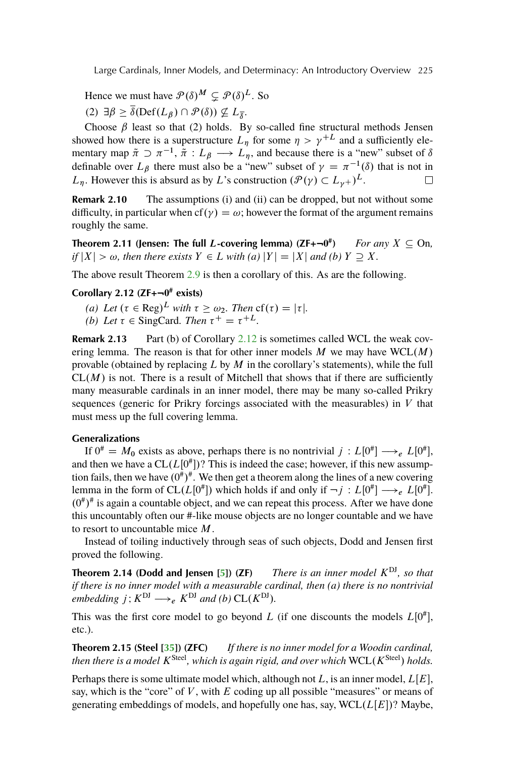Hence we must have $\mathcal{P}(\delta)^M \subsetneq \mathcal{P}(\delta)^L$. So

(2) $\exists \beta \geq \overline{\delta}(\mathrm{Def}(L_\beta) \cap \mathcal{P}(\delta)) \not\subseteq L_{\overline{\delta}}$.

Choose $\beta$ least so that (2) holds. By so-called fine structural methods Jensen showed how there is a superstructure $L_\eta$ for some $\eta > \gamma^{+L}$ and a sufficiently elementary map $\tilde{\pi} \supset \pi^{-1}$, $\tilde{\pi} : L_\beta \longrightarrow L_\eta$, and because there is a "new" subset of $\delta$ definable over $L_\beta$ there must also be a "new" subset of $\gamma = \pi^{-1}(\delta)$ that is not in $L_\eta$. However this is absurd as by $L$'s construction $(\mathcal{P}(\gamma) \subset L_{\gamma^+})^L$. $\square$

**Remark 2.10** The assumptions (i) and (ii) can be dropped, but not without some difficulty, in particular when $\mathrm{cf}(\gamma) = \omega$; however the format of the argument remains roughly the same.

**Theorem 2.11 (Jensen: The full $L$-covering lemma) (ZF+$\neg 0^{\#}$)** *For any $X \subseteq \mathrm{On}$, if $|X| > \omega$, then there exists $Y \in L$ with (a) $|Y| = |X|$ and (b) $Y \supseteq X$.*

The above result Theorem 2.9 is then a corollary of this. As are the following.

**Corollary 2.12 (ZF+$\neg 0^{\#}$ exists)**

*(a) Let $(\tau \in \mathrm{Reg})^L$ with $\tau \geq \omega_2$. Then $\mathrm{cf}(\tau) = |\tau|$.*
*(b) Let $\tau \in \mathrm{SingCard}$. Then $\tau^+ = \tau^{+L}$.*

**Remark 2.13** Part (b) of Corollary 2.12 is sometimes called WCL the weak covering lemma. The reason is that for other inner models $M$ we may have $\mathrm{WCL}(M)$ provable (obtained by replacing $L$ by $M$ in the corollary's statements), while the full $\mathrm{CL}(M)$ is not. There is a result of Mitchell that shows that if there are sufficiently many measurable cardinals in an inner model, there may be many so-called Prikry sequences (generic for Prikry forcings associated with the measurables) in $V$ that must mess up the full covering lemma.

### Generalizations

If $0^{\#} = M_0$ exists as above, perhaps there is no nontrivial $j : L[0^{\#}] \longrightarrow_e L[0^{\#}]$, and then we have a $\mathrm{CL}(L[0^{\#}])$? This is indeed the case; however, if this new assumption fails, then we have $(0^{\#})^{\#}$. We then get a theorem along the lines of a new covering lemma in the form of $\mathrm{CL}(L[0^{\#}])$ which holds if and only if $\neg j : L[0^{\#}] \longrightarrow_e L[0^{\#}]$. $(0^{\#})^{\#}$ is again a countable object, and we can repeat this process. After we have done this uncountably often our #-like mouse objects are no longer countable and we have to resort to uncountable mice $M$.

Instead of toiling inductively through seas of such objects, Dodd and Jensen first proved the following.

**Theorem 2.14 (Dodd and Jensen [5]) (ZF)** *There is an inner model $K^{\mathrm{DJ}}$, so that if there is no inner model with a measurable cardinal, then (a) there is no nontrivial embedding $j; K^{\mathrm{DJ}} \longrightarrow_e K^{\mathrm{DJ}}$ and (b) $\mathrm{CL}(K^{\mathrm{DJ}})$.*

This was the first core model to go beyond $L$ (if one discounts the models $L[0^{\#}]$, etc.).

**Theorem 2.15 (Steel [35]) (ZFC)** *If there is no inner model for a Woodin cardinal, then there is a model $K^{\mathrm{Steel}}$, which is again rigid, and over which $\mathrm{WCL}(K^{\mathrm{Steel}})$ holds.*

Perhaps there is some ultimate model which, although not $L$, is an inner model, $L[E]$, say, which is the "core" of $V$, with $E$ coding up all possible "measures" or means of generating embeddings of models, and hopefully one has, say, $\mathrm{WCL}(L[E])$? Maybe,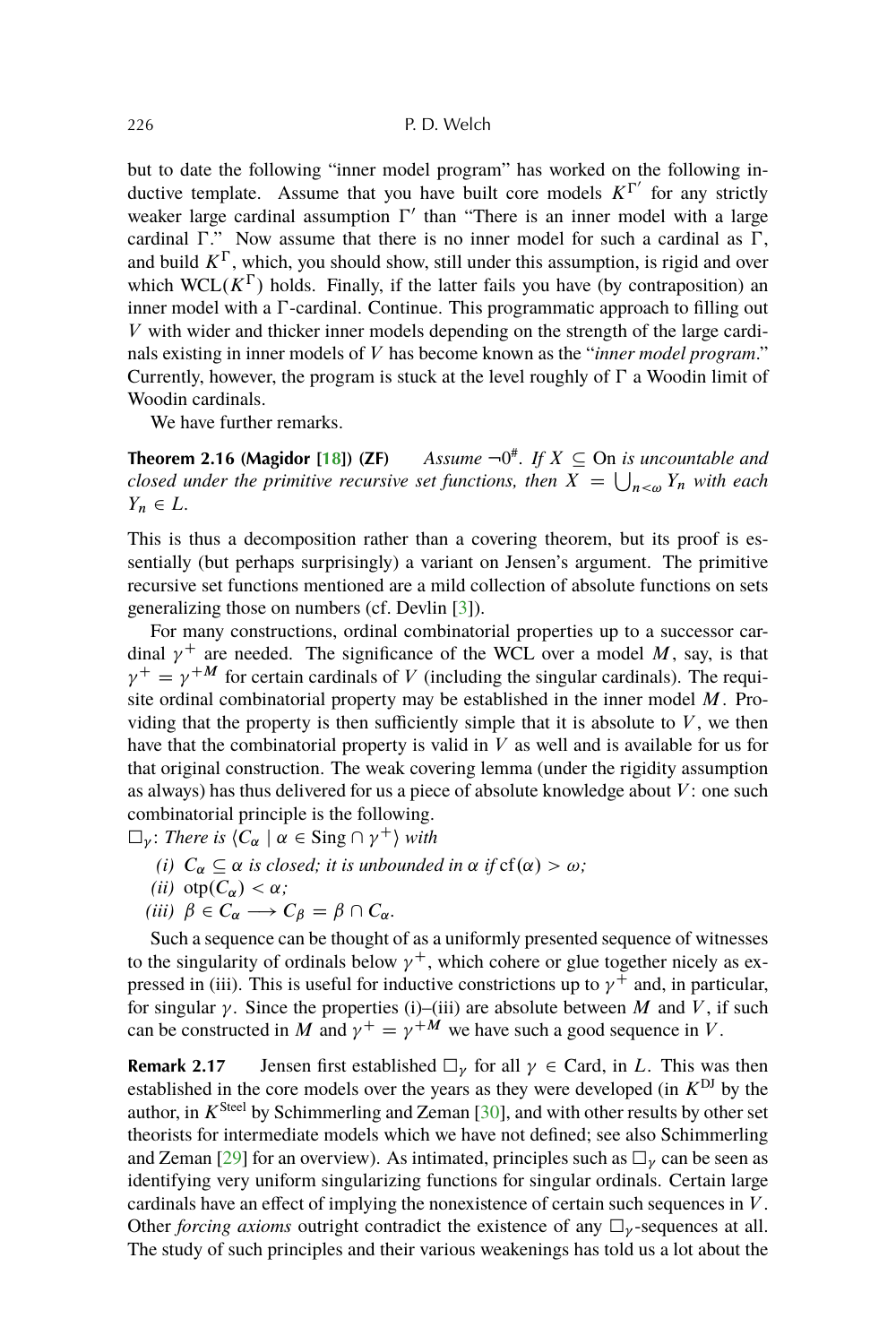but to date the following "inner model program" has worked on the following inductive template. Assume that you have built core models $K^{\Gamma'}$ for any strictly weaker large cardinal assumption $\Gamma'$ than "There is an inner model with a large cardinal $\Gamma$." Now assume that there is no inner model for such a cardinal as $\Gamma$, and build $K^{\Gamma}$, which, you should show, still under this assumption, is rigid and over which $\mathrm{WCL}(K^{\Gamma})$ holds. Finally, if the latter fails you have (by contraposition) an inner model with a $\Gamma$-cardinal. Continue. This programmatic approach to filling out $V$ with wider and thicker inner models depending on the strength of the large cardinals existing in inner models of $V$ has become known as the "*inner model program*." Currently, however, the program is stuck at the level roughly of $\Gamma$ a Woodin limit of Woodin cardinals.

We have further remarks.

**Theorem 2.16 (Magidor [18]) (ZF)** *Assume $\neg 0^{\#}$. If $X \subseteq \mathrm{On}$ is uncountable and closed under the primitive recursive set functions, then $X = \bigcup_{n<\omega} Y_n$ with each $Y_n \in L$.*

This is thus a decomposition rather than a covering theorem, but its proof is essentially (but perhaps surprisingly) a variant on Jensen's argument. The primitive recursive set functions mentioned are a mild collection of absolute functions on sets generalizing those on numbers (cf. Devlin [3]).

For many constructions, ordinal combinatorial properties up to a successor cardinal $\gamma^+$ are needed. The significance of the WCL over a model $M$, say, is that $\gamma^+ = \gamma^{+M}$ for certain cardinals of $V$ (including the singular cardinals). The requisite ordinal combinatorial property may be established in the inner model $M$. Providing that the property is then sufficiently simple that it is absolute to $V$, we then have that the combinatorial property is valid in $V$ as well and is available for us for that original construction. The weak covering lemma (under the rigidity assumption as always) has thus delivered for us a piece of absolute knowledge about $V$: one such combinatorial principle is the following.

$\square_\gamma$: *There is $\langle C_\alpha \mid \alpha \in \mathrm{Sing} \cap \gamma^+ \rangle$ with*

*(i) $C_\alpha \subseteq \alpha$ is closed; it is unbounded in $\alpha$ if $\mathrm{cf}(\alpha) > \omega$;*

*(ii) $\mathrm{otp}(C_\alpha) < \alpha$;*

*(iii) $\beta \in C_\alpha \longrightarrow C_\beta = \beta \cap C_\alpha$.*

Such a sequence can be thought of as a uniformly presented sequence of witnesses to the singularity of ordinals below $\gamma^+$, which cohere or glue together nicely as expressed in (iii). This is useful for inductive constructions up to $\gamma^+$ and, in particular, for singular $\gamma$. Since the properties (i)–(iii) are absolute between $M$ and $V$, if such can be constructed in $M$ and $\gamma^+ = \gamma^{+M}$ we have such a good sequence in $V$.

**Remark 2.17** Jensen first established $\square_\gamma$ for all $\gamma \in \mathrm{Card}$, in $L$. This was then established in the core models over the years as they were developed (in $K^{\mathrm{DJ}}$ by the author, in $K^{\mathrm{Steel}}$ by Schimmerling and Zeman [30], and with other results by other set theorists for intermediate models which we have not defined; see also Schimmerling and Zeman [29] for an overview). As intimated, principles such as $\square_\gamma$ can be seen as identifying very uniform singularizing functions for singular ordinals. Certain large cardinals have an effect of implying the nonexistence of certain such sequences in $V$. Other *forcing axioms* outright contradict the existence of any $\square_\gamma$-sequences at all. The study of such principles and their various weakenings has told us a lot about the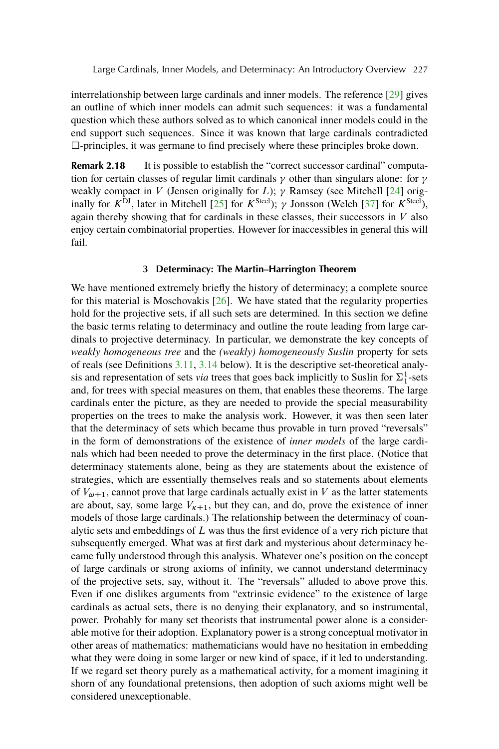interrelationship between large cardinals and inner models. The reference [29] gives an outline of which inner models can admit such sequences: it was a fundamental question which these authors solved as to which canonical inner models could in the end support such sequences. Since it was known that large cardinals contradicted $\square$-principles, it was germane to find precisely where these principles broke down.

**Remark 2.18** It is possible to establish the "correct successor cardinal" computation for certain classes of regular limit cardinals $\gamma$ other than singulars alone: for $\gamma$ weakly compact in $V$ (Jensen originally for $L$); $\gamma$ Ramsey (see Mitchell [24] originally for $K^{\mathrm{DJ}}$, later in Mitchell [25] for $K^{\mathrm{Steel}}$); $\gamma$ Jonsson (Welch [37] for $K^{\mathrm{Steel}}$), again thereby showing that for cardinals in these classes, their successors in $V$ also enjoy certain combinatorial properties. However for inaccessibles in general this will fail.

## 3 Determinacy: The Martin–Harrington Theorem

We have mentioned extremely briefly the history of determinacy; a complete source for this material is Moschovakis [26]. We have stated that the regularity properties hold for the projective sets, if all such sets are determined. In this section we define the basic terms relating to determinacy and outline the route leading from large cardinals to projective determinacy. In particular, we demonstrate the key concepts of *weakly homogeneous tree* and the *(weakly) homogeneously Suslin* property for sets of reals (see Definitions 3.11, 3.14 below). It is the descriptive set-theoretical analysis and representation of sets *via* trees that goes back implicitly to Suslin for $\Sigma^1_1$-sets and, for trees with special measures on them, that enables these theorems. The large cardinals enter the picture, as they are needed to provide the special measurability properties on the trees to make the analysis work. However, it was then seen later that the determinacy of sets which became thus provable in turn proved "reversals" in the form of demonstrations of the existence of *inner models* of the large cardinals which had been needed to prove the determinacy in the first place. (Notice that determinacy statements alone, being as they are statements about the existence of strategies, which are essentially themselves reals and so statements about elements of $V_{\omega+1}$, cannot prove that large cardinals actually exist in $V$ as the latter statements are about, say, some large $V_{\kappa+1}$, but they can, and do, prove the existence of inner models of those large cardinals.) The relationship between the determinacy of coanalytic sets and embeddings of $L$ was thus the first evidence of a very rich picture that subsequently emerged. What was at first dark and mysterious about determinacy became fully understood through this analysis. Whatever one's position on the concept of large cardinals or strong axioms of infinity, we cannot understand determinacy of the projective sets, say, without it. The "reversals" alluded to above prove this. Even if one dislikes arguments from "extrinsic evidence" to the existence of large cardinals as actual sets, there is no denying their explanatory, and so instrumental, power. Probably for many set theorists that instrumental power alone is a considerable motive for their adoption. Explanatory power is a strong conceptual motivator in other areas of mathematics: mathematicians would have no hesitation in embedding what they were doing in some larger or new kind of space, if it led to understanding. If we regard set theory purely as a mathematical activity, for a moment imagining it shorn of any foundational pretensions, then adoption of such axioms might well be considered unexceptionable.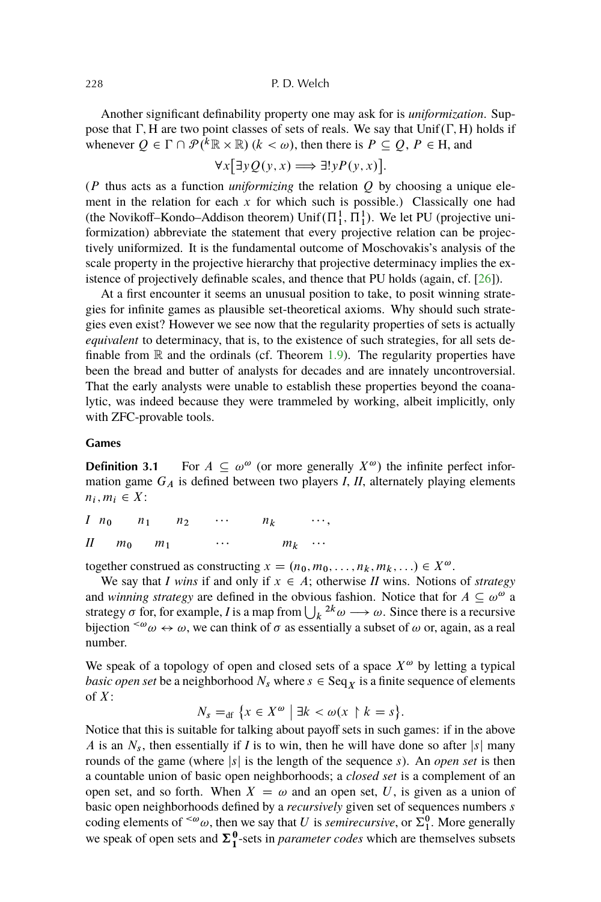Another significant definability property one may ask for is *uniformization*. Suppose that $\Gamma, \mathrm{H}$ are two point classes of sets of reals. We say that $\mathrm{Unif}(\Gamma, \mathrm{H})$ holds if whenever $Q \in \Gamma \cap \mathcal{P}({}^k\mathbb{R} \times \mathbb{R})$ $(k < \omega)$, then there is $P \subseteq Q$, $P \in \mathrm{H}$, and

$$\forall x\big[\exists y Q(y, x) \Longrightarrow \exists! y P(y, x)\big].$$

($P$ thus acts as a function *uniformizing* the relation $Q$ by choosing a unique element in the relation for each $x$ for which such is possible.) Classically one had (the Novikoff–Kondo–Addison theorem) $\mathrm{Unif}(\Pi^1_1, \Pi^1_1)$. We let PU (projective uniformization) abbreviate the statement that every projective relation can be projectively uniformized. It is the fundamental outcome of Moschovakis's analysis of the scale property in the projective hierarchy that projective determinacy implies the existence of projectively definable scales, and thence that PU holds (again, cf. [26]).

At a first encounter it seems an unusual position to take, to posit winning strategies for infinite games as plausible set-theoretical axioms. Why should such strategies even exist? However we see now that the regularity properties of sets is actually *equivalent* to determinacy, that is, to the existence of such strategies, for all sets definable from $\mathbb{R}$ and the ordinals (cf. Theorem 1.9). The regularity properties have been the bread and butter of analysts for decades and are innately uncontroversial. That the early analysts were unable to establish these properties beyond the coanalytic, was indeed because they were trammeled by working, albeit implicitly, only with ZFC-provable tools.

#### Games

**Definition 3.1** For $A \subseteq \omega^\omega$ (or more generally $X^\omega$) the infinite perfect information game $G_A$ is defined between two players *I*, *II*, alternately playing elements $n_i, m_i \in X$:

$$\begin{array}{lcccccccc} I & n_0 & & n_1 & & n_2 & \cdots & n_k & & \cdots, \\ II & & m_0 & & m_1 & & \cdots & & m_k & \cdots \end{array}$$

together construed as constructing $x = (n_0, m_0, \ldots, n_k, m_k, \ldots) \in X^\omega$.

We say that *I wins* if and only if $x \in A$; otherwise *II* wins. Notions of *strategy* and *winning strategy* are defined in the obvious fashion. Notice that for $A \subseteq \omega^\omega$ a strategy $\sigma$ for, for example, *I* is a map from $\bigcup_k {}^{2k}\omega \longrightarrow \omega$. Since there is a recursive bijection ${}^{<\omega}\omega \leftrightarrow \omega$, we can think of $\sigma$ as essentially a subset of $\omega$ or, again, as a real number.

We speak of a topology of open and closed sets of a space $X^\omega$ by letting a typical *basic open set* be a neighborhood $N_s$ where $s \in \mathrm{Seq}_X$ is a finite sequence of elements of $X$:

$$N_s =_{\mathrm{df}} \big\{x \in X^\omega \bigm| \exists k < \omega(x \restriction k = s\big\}.$$

Notice that this is suitable for talking about payoff sets in such games: if in the above $A$ is an $N_s$, then essentially if *I* is to win, then he will have done so after $|s|$ many rounds of the game (where $|s|$ is the length of the sequence $s$). An *open set* is then a countable union of basic open neighborhoods; a *closed set* is a complement of an open set, and so forth. When $X = \omega$ and an open set, $U$, is given as a union of basic open neighborhoods defined by a *recursively* given set of sequences numbers $s$ coding elements of ${}^{<\omega}\omega$, then we say that $U$ is *semirecursive*, or $\Sigma^0_1$. More generally we speak of open sets and $\boldsymbol{\Sigma}^0_1$-sets in *parameter codes* which are themselves subsets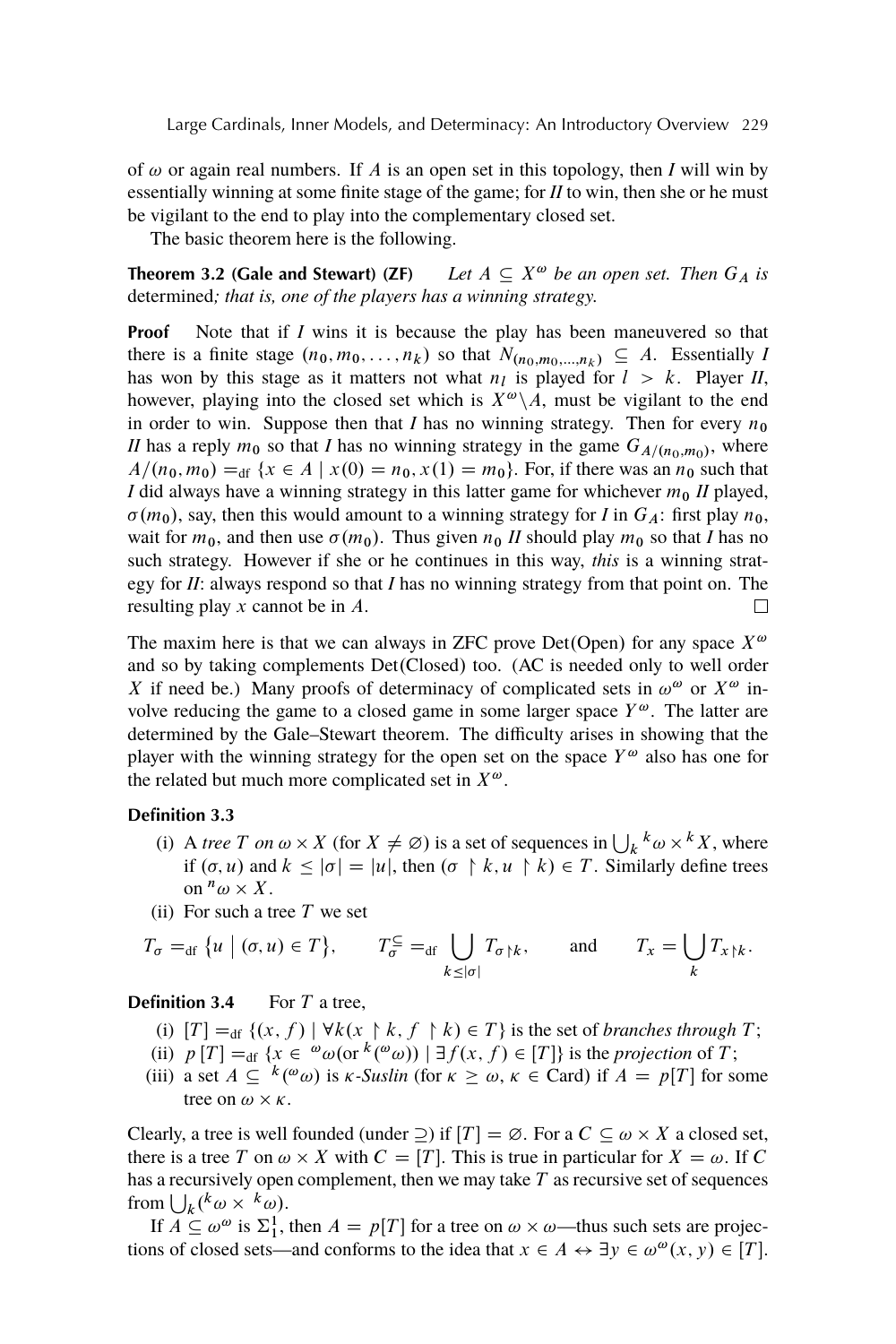of $\omega$ or again real numbers. If $A$ is an open set in this topology, then *I* will win by essentially winning at some finite stage of the game; for *II* to win, then she or he must be vigilant to the end to play into the complementary closed set.

The basic theorem here is the following.

**Theorem 3.2 (Gale and Stewart) (ZF)** *Let $A \subseteq X^\omega$ be an open set. Then $G_A$ is* determined*; that is, one of the players has a winning strategy.*

**Proof** Note that if *I* wins it is because the play has been maneuvered so that there is a finite stage $(n_0, m_0, \ldots, n_k)$ so that $N_{(n_0,m_0,\ldots,n_k)} \subseteq A$. Essentially *I* has won by this stage as it matters not what $n_l$ is played for $l > k$. Player *II*, however, playing into the closed set which is $X^\omega \backslash A$, must be vigilant to the end in order to win. Suppose then that *I* has no winning strategy. Then for every $n_0$ *II* has a reply $m_0$ so that *I* has no winning strategy in the game $G_{A/(n_0,m_0)}$, where $A/(n_0, m_0) =_{\text{df}} \{x \in A \mid x(0) = n_0, x(1) = m_0\}$. For, if there was an $n_0$ such that *I* did always have a winning strategy in this latter game for whichever $m_0$ *II* played, $\sigma(m_0)$, say, then this would amount to a winning strategy for *I* in $G_A$: first play $n_0$, wait for $m_0$, and then use $\sigma(m_0)$. Thus given $n_0$ *II* should play $m_0$ so that *I* has no such strategy. However if she or he continues in this way, *this* is a winning strategy for *II*: always respond so that *I* has no winning strategy from that point on. The resulting play $x$ cannot be in $A$. □

The maxim here is that we can always in ZFC prove Det(Open) for any space $X^\omega$ and so by taking complements Det(Closed) too. (AC is needed only to well order $X$ if need be.) Many proofs of determinacy of complicated sets in $\omega^\omega$ or $X^\omega$ involve reducing the game to a closed game in some larger space $Y^\omega$. The latter are determined by the Gale–Stewart theorem. The difficulty arises in showing that the player with the winning strategy for the open set on the space $Y^\omega$ also has one for the related but much more complicated set in $X^\omega$.

**Definition 3.3**

(i) A *tree $T$ on $\omega \times X$* (for $X \neq \varnothing$) is a set of sequences in $\bigcup_k {}^k\omega \times {}^kX$, where if $(\sigma, u)$ and $k \leq |\sigma| = |u|$, then $(\sigma \upharpoonright k, u \upharpoonright k) \in T$. Similarly define trees on ${}^n\omega \times X$.

(ii) For such a tree $T$ we set

$$T_\sigma =_{\text{df}} \{u \mid (\sigma, u) \in T\}, \qquad T_\sigma^{\subseteq} =_{\text{df}} \bigcup_{k \leq |\sigma|} T_{\sigma \upharpoonright k}, \qquad \text{and} \qquad T_x = \bigcup_k T_{x \upharpoonright k}.$$

**Definition 3.4** For $T$ a tree,

(i) $[T] =_{\text{df}} \{(x, f) \mid \forall k(x \upharpoonright k, f \upharpoonright k) \in T\}$ is the set of *branches through* $T$;

(ii) $p[T] =_{\text{df}} \{x \in {}^\omega\omega(\text{or } {}^k({}^\omega\omega)) \mid \exists f(x, f) \in [T]\}$ is the *projection* of $T$;

(iii) a set $A \subseteq {}^k({}^\omega\omega)$ is *$\kappa$-Suslin* (for $\kappa \geq \omega$, $\kappa \in$ Card) if $A = p[T]$ for some tree on $\omega \times \kappa$.

Clearly, a tree is well founded (under $\supseteq$) if $[T] = \varnothing$. For a $C \subseteq \omega \times X$ a closed set, there is a tree $T$ on $\omega \times X$ with $C = [T]$. This is true in particular for $X = \omega$. If $C$ has a recursively open complement, then we may take $T$ as recursive set of sequences from $\bigcup_k({}^k\omega \times {}^k\omega)$.

If $A \subseteq \omega^\omega$ is $\Sigma_1^1$, then $A = p[T]$ for a tree on $\omega \times \omega$—thus such sets are projections of closed sets—and conforms to the idea that $x \in A \leftrightarrow \exists y \in \omega^\omega(x, y) \in [T]$.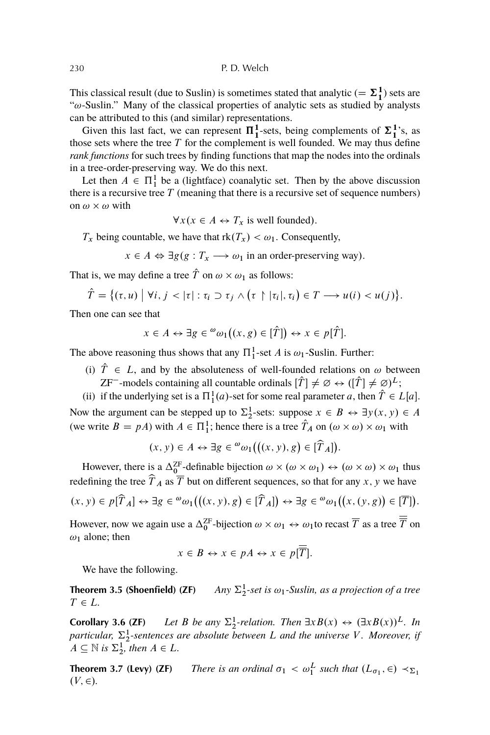This classical result (due to Suslin) is sometimes stated that analytic ($= \mathbf{\Sigma}^1_1$) sets are "$\omega$-Suslin." Many of the classical properties of analytic sets as studied by analysts can be attributed to this (and similar) representations.

Given this last fact, we can represent $\mathbf{\Pi}^1_1$-sets, being complements of $\mathbf{\Sigma}^1_1$'s, as those sets where the tree $T$ for the complement is well founded. We may thus define *rank functions* for such trees by finding functions that map the nodes into the ordinals in a tree-order-preserving way. We do this next.

Let then $A \in \Pi^1_1$ be a (lightface) coanalytic set. Then by the above discussion there is a recursive tree $T$ (meaning that there is a recursive set of sequence numbers) on $\omega \times \omega$ with

$$\forall x (x \in A \leftrightarrow T_x \text{ is well founded}).$$

$T_x$ being countable, we have that $\text{rk}(T_x) < \omega_1$. Consequently,

$$x \in A \Leftrightarrow \exists g (g : T_x \longrightarrow \omega_1 \text{ in an order-preserving way}).$$

That is, we may define a tree $\hat{T}$ on $\omega \times \omega_1$ as follows:

$$\hat{T} = \big\{(\tau, u) \;\big|\; \forall i, j < |\tau| : \tau_i \supset \tau_j \wedge \big(\tau \restriction |\tau_i|, \tau_i\big) \in T \longrightarrow u(i) < u(j)\big\}.$$

Then one can see that

$$x \in A \leftrightarrow \exists g \in {}^{\omega}\omega_1\big((x, g) \in [\hat{T}]\big) \leftrightarrow x \in p[\hat{T}].$$

The above reasoning thus shows that any $\Pi^1_1$-set $A$ is $\omega_1$-Suslin. Further:

(i) $\hat{T} \in L$, and by the absoluteness of well-founded relations on $\omega$ between ZF$^-$-models containing all countable ordinals $[\hat{T}] \neq \varnothing \leftrightarrow ([\hat{T}] \neq \varnothing)^L$;

(ii) if the underlying set is a $\Pi^1_1(a)$-set for some real parameter $a$, then $\hat{T} \in L[a]$.

Now the argument can be stepped up to $\Sigma^1_2$-sets: suppose $x \in B \leftrightarrow \exists y (x, y) \in A$ (we write $B = pA$) with $A \in \Pi^1_1$; hence there is a tree $\hat{T}_A$ on $(\omega \times \omega) \times \omega_1$ with

$$(x, y) \in A \leftrightarrow \exists g \in {}^{\omega}\omega_1\big(\big((x, y), g\big) \in [\widehat{T}_A]\big).$$

However, there is a $\Delta^{\text{ZF}}_0$-definable bijection $\omega \times (\omega \times \omega_1) \leftrightarrow (\omega \times \omega) \times \omega_1$ thus redefining the tree $\widehat{T}_A$ as $\overline{T}$ but on different sequences, so that for any $x, y$ we have

$$(x, y) \in p[\widehat{T}_A] \leftrightarrow \exists g \in {}^{\omega}\omega_1\big(\big((x, y), g\big) \in [\widehat{T}_A]\big) \leftrightarrow \exists g \in {}^{\omega}\omega_1\big(\big(x, (y, g)\big) \in [\overline{T}]\big).$$

However, now we again use a $\Delta^{\text{ZF}}_0$-bijection $\omega \times \omega_1 \leftrightarrow \omega_1$to recast $\overline{T}$ as a tree $\overline{\overline{T}}$ on $\omega_1$ alone; then

$$x \in B \leftrightarrow x \in pA \leftrightarrow x \in p[\overline{\overline{T}}].$$

We have the following.

**Theorem 3.5 (Shoenfield) (ZF)** *Any $\Sigma^1_2$-set is $\omega_1$-Suslin, as a projection of a tree $T \in L$.*

**Corollary 3.6 (ZF)** *Let $B$ be any $\Sigma^1_2$-relation. Then $\exists x B(x) \leftrightarrow (\exists x B(x))^L$. In particular, $\Sigma^1_2$-sentences are absolute between $L$ and the universe $V$. Moreover, if $A \subseteq \mathbb{N}$ is $\Sigma^1_2$, then $A \in L$.*

**Theorem 3.7 (Levy) (ZF)** *There is an ordinal $\sigma_1 < \omega^L_1$ such that $(L_{\sigma_1}, \in) \prec_{\Sigma_1} (V, \in)$.*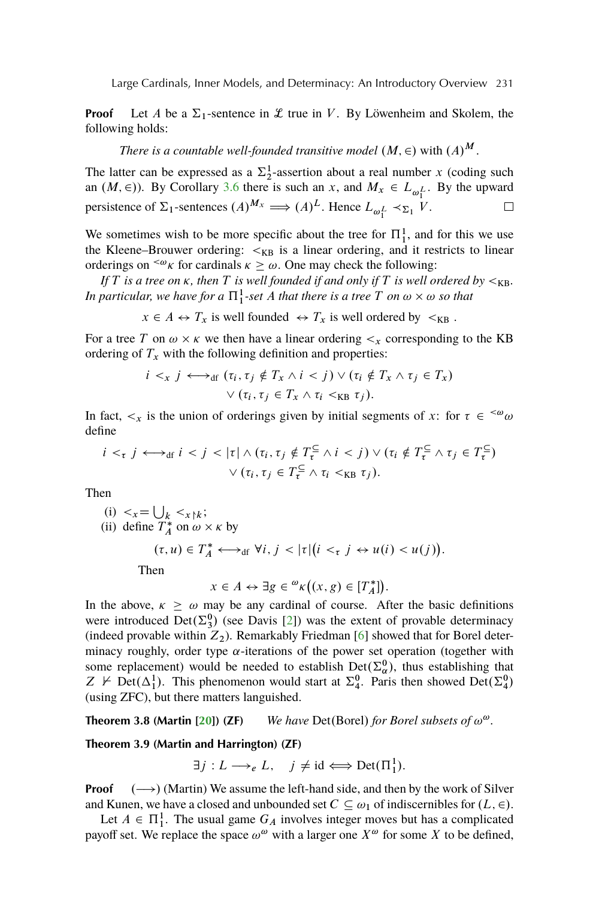**Proof** Let $A$ be a $\Sigma_1$-sentence in $\mathscr{L}$ true in $V$. By Löwenheim and Skolem, the following holds:

*There is a countable well-founded transitive model* $(M, \in)$ with $(A)^M$.

The latter can be expressed as a $\Sigma^1_2$-assertion about a real number $x$ (coding such an $(M, \in)$). By Corollary 3.6 there is such an $x$, and $M_x \in L_{\omega_1^L}$. By the upward persistence of $\Sigma_1$-sentences $(A)^{M_x} \Longrightarrow (A)^L$. Hence $L_{\omega_1^L} \prec_{\Sigma_1} V$. $\square$

We sometimes wish to be more specific about the tree for $\Pi^1_1$, and for this we use the Kleene–Brouwer ordering: $<_{\mathrm{KB}}$ is a linear ordering, and it restricts to linear orderings on ${}^{<\omega}\kappa$ for cardinals $\kappa \geq \omega$. One may check the following:

*If $T$ is a tree on $\kappa$, then $T$ is well founded if and only if $T$ is well ordered by $<_{\mathrm{KB}}$. In particular, we have for a $\Pi^1_1$-set $A$ that there is a tree $T$ on $\omega \times \omega$ so that*

$$x \in A \leftrightarrow T_x \text{ is well founded } \leftrightarrow T_x \text{ is well ordered by } <_{\mathrm{KB}} .$$

For a tree $T$ on $\omega \times \kappa$ we then have a linear ordering $<_x$ corresponding to the KB ordering of $T_x$ with the following definition and properties:

$$\begin{aligned} i <_x j \longleftrightarrow_{\mathrm{df}} & (\tau_i, \tau_j \notin T_x \wedge i < j) \vee (\tau_i \notin T_x \wedge \tau_j \in T_x) \\ & \vee (\tau_i, \tau_j \in T_x \wedge \tau_i <_{\mathrm{KB}} \tau_j). \end{aligned}$$

In fact, $<_x$ is the union of orderings given by initial segments of $x$: for $\tau \in {}^{<\omega}\omega$ define

$$\begin{aligned} i <_\tau j \longleftrightarrow_{\mathrm{df}} & \; i < j < |\tau| \wedge (\tau_i, \tau_j \notin T^{\subseteq}_\tau \wedge i < j) \vee (\tau_i \notin T^{\subseteq}_\tau \wedge \tau_j \in T^{\subseteq}_\tau) \\ & \vee (\tau_i, \tau_j \in T^{\subseteq}_\tau \wedge \tau_i <_{\mathrm{KB}} \tau_j). \end{aligned}$$

Then

(i) $<_x = \bigcup_k <_{x \restriction k}$;

(ii) define $T^*_A$ on $\omega \times \kappa$ by

$$(\tau, u) \in T^*_A \longleftrightarrow_{\mathrm{df}} \forall i, j < |\tau| \big(i <_\tau j \leftrightarrow u(i) < u(j)\big).$$

Then

$$x \in A \leftrightarrow \exists g \in {}^{\omega}\kappa \big((x, g) \in [T^*_A]\big).$$

In the above, $\kappa \geq \omega$ may be any cardinal of course. After the basic definitions were introduced $\mathrm{Det}(\Sigma^0_3)$ (see Davis [2]) was the extent of provable determinacy (indeed provable within $Z_2$). Remarkably Friedman [6] showed that for Borel determinacy roughly, order type $\alpha$-iterations of the power set operation (together with some replacement) would be needed to establish $\mathrm{Det}(\Sigma^0_\alpha)$, thus establishing that $Z \nvdash \mathrm{Det}(\Delta^1_1)$. This phenomenon would start at $\Sigma^0_4$. Paris then showed $\mathrm{Det}(\Sigma^0_4)$ (using ZFC), but there matters languished.

**Theorem 3.8 (Martin [20]) (ZF)** *We have* $\mathrm{Det}(\mathrm{Borel})$ *for Borel subsets of* $\omega^\omega$.

**Theorem 3.9 (Martin and Harrington) (ZF)**

$$\exists j : L \longrightarrow_e L, \quad j \neq \mathrm{id} \Longleftrightarrow \mathrm{Det}(\Pi^1_1).$$

**Proof** $(\longrightarrow)$ (Martin) We assume the left-hand side, and then by the work of Silver and Kunen, we have a closed and unbounded set $C \subseteq \omega_1$ of indiscernibles for $(L, \in)$.

Let $A \in \Pi^1_1$. The usual game $G_A$ involves integer moves but has a complicated payoff set. We replace the space $\omega^\omega$ with a larger one $X^\omega$ for some $X$ to be defined,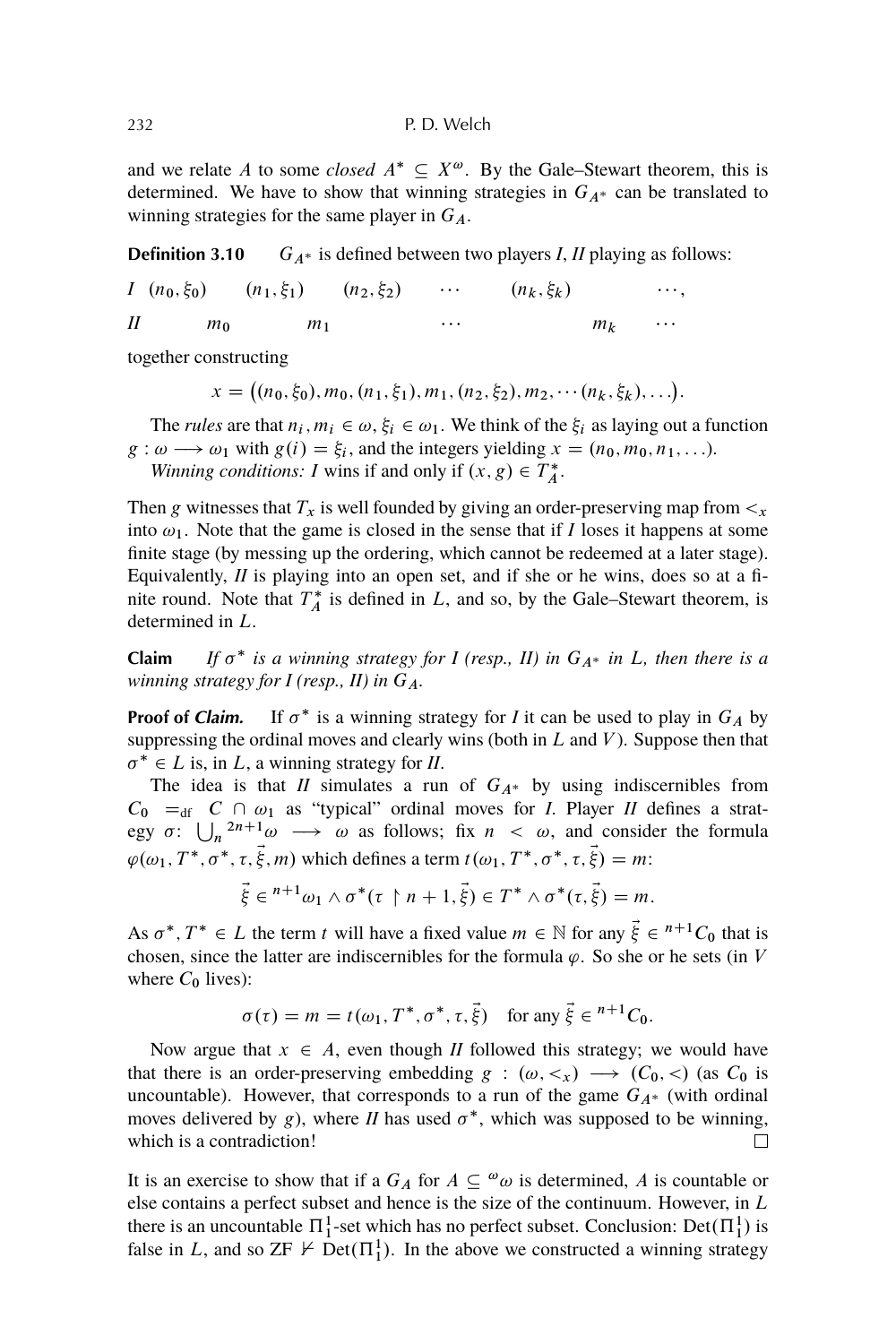and we relate $A$ to some *closed* $A^* \subseteq X^\omega$. By the Gale–Stewart theorem, this is determined. We have to show that winning strategies in $G_{A^*}$ can be translated to winning strategies for the same player in $G_A$.

**Definition 3.10** $G_{A^*}$ is defined between two players *I*, *II* playing as follows:

$$
\begin{array}{llllllll}
I & (n_0, \xi_0) & & (n_1, \xi_1) & & (n_2, \xi_2) & \cdots & (n_k, \xi_k) & & \cdots, \\
II & & m_0 & & m_1 & & \cdots & & m_k & \cdots
\end{array}
$$

together constructing

$$x = \big((n_0, \xi_0), m_0, (n_1, \xi_1), m_1, (n_2, \xi_2), m_2, \cdots (n_k, \xi_k), \ldots\big).$$

The *rules* are that $n_i, m_i \in \omega$, $\xi_i \in \omega_1$. We think of the $\xi_i$ as laying out a function $g : \omega \longrightarrow \omega_1$ with $g(i) = \xi_i$, and the integers yielding $x = (n_0, m_0, n_1, \ldots)$.

*Winning conditions: I* wins if and only if $(x, g) \in T^*_A$.

Then $g$ witnesses that $T_x$ is well founded by giving an order-preserving map from $<_x$ into $\omega_1$. Note that the game is closed in the sense that if *I* loses it happens at some finite stage (by messing up the ordering, which cannot be redeemed at a later stage). Equivalently, *II* is playing into an open set, and if she or he wins, does so at a finite round. Note that $T^*_A$ is defined in $L$, and so, by the Gale–Stewart theorem, is determined in $L$.

**Claim** *If $\sigma^*$ is a winning strategy for I (resp., II) in $G_{A^*}$ in $L$, then there is a winning strategy for I (resp., II) in $G_A$.*

**Proof of *Claim.*** If $\sigma^*$ is a winning strategy for *I* it can be used to play in $G_A$ by suppressing the ordinal moves and clearly wins (both in $L$ and $V$). Suppose then that $\sigma^* \in L$ is, in $L$, a winning strategy for *II*.

The idea is that *II* simulates a run of $G_{A^*}$ by using indiscernibles from $C_0 =_{\text{df}} C \cap \omega_1$ as "typical" ordinal moves for *I*. Player *II* defines a strategy $\sigma$: $\bigcup_n {}^{2n+1}\omega \longrightarrow \omega$ as follows; fix $n < \omega$, and consider the formula $\varphi(\omega_1, T^*, \sigma^*, \tau, \vec{\xi}, m)$ which defines a term $t(\omega_1, T^*, \sigma^*, \tau, \vec{\xi}) = m$:

$$\vec{\xi} \in {}^{n+1}\omega_1 \wedge \sigma^*(\tau \restriction n+1, \vec{\xi}) \in T^* \wedge \sigma^*(\tau, \vec{\xi}) = m.$$

As $\sigma^*, T^* \in L$ the term $t$ will have a fixed value $m \in \mathbb{N}$ for any $\vec{\xi} \in {}^{n+1}C_0$ that is chosen, since the latter are indiscernibles for the formula $\varphi$. So she or he sets (in $V$ where $C_0$ lives):

$$\sigma(\tau) = m = t(\omega_1, T^*, \sigma^*, \tau, \vec{\xi}) \quad \text{for any } \vec{\xi} \in {}^{n+1}C_0.$$

Now argue that $x \in A$, even though *II* followed this strategy; we would have that there is an order-preserving embedding $g : (\omega, <_x) \longrightarrow (C_0, <)$ (as $C_0$ is uncountable). However, that corresponds to a run of the game $G_{A^*}$ (with ordinal moves delivered by $g$), where *II* has used $\sigma^*$, which was supposed to be winning, which is a contradiction! □

It is an exercise to show that if a $G_A$ for $A \subseteq {}^\omega\omega$ is determined, $A$ is countable or else contains a perfect subset and hence is the size of the continuum. However, in $L$ there is an uncountable $\Pi^1_1$-set which has no perfect subset. Conclusion: $\text{Det}(\Pi^1_1)$ is false in $L$, and so ZF $\nvdash$ $\text{Det}(\Pi^1_1)$. In the above we constructed a winning strategy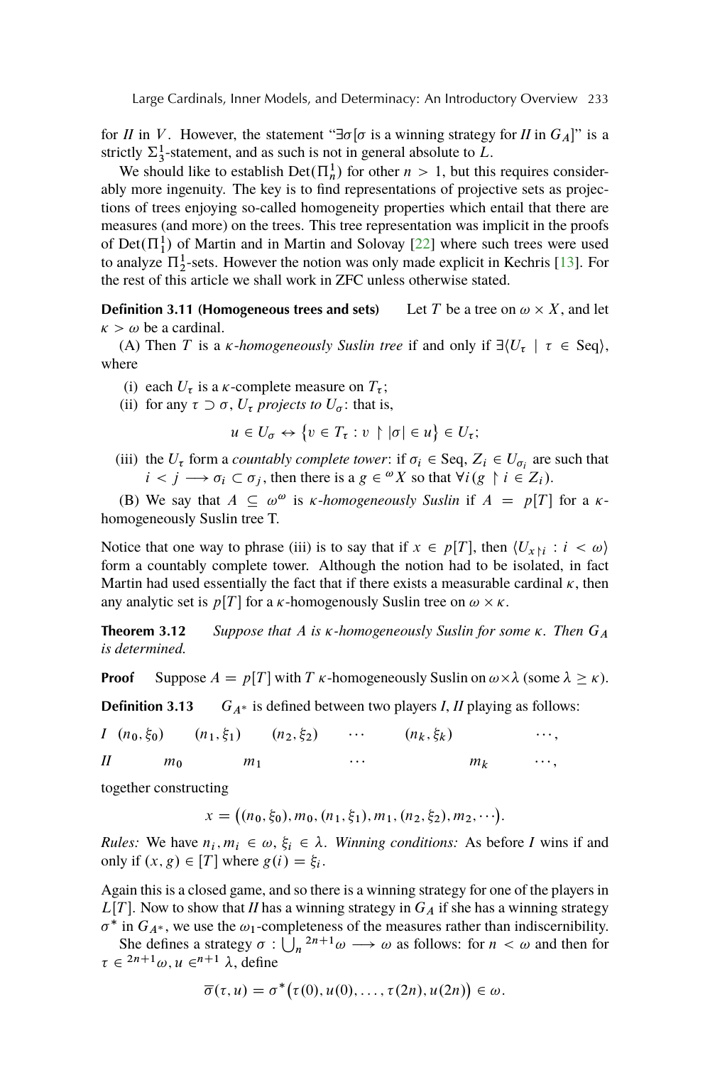for *II* in $V$. However, the statement "$\exists\sigma[\sigma$ is a winning strategy for *II* in $G_A]$" is a strictly $\Sigma^1_3$-statement, and as such is not in general absolute to $L$.

We should like to establish $\text{Det}(\Pi^1_n)$ for other $n > 1$, but this requires considerably more ingenuity. The key is to find representations of projective sets as projections of trees enjoying so-called homogeneity properties which entail that there are measures (and more) on the trees. This tree representation was implicit in the proofs of $\text{Det}(\Pi^1_1)$ of Martin and in Martin and Solovay [22] where such trees were used to analyze $\Pi^1_2$-sets. However the notion was only made explicit in Kechris [13]. For the rest of this article we shall work in ZFC unless otherwise stated.

**Definition 3.11 (Homogeneous trees and sets)** Let $T$ be a tree on $\omega \times X$, and let $\kappa > \omega$ be a cardinal.

(A) Then $T$ is a *$\kappa$-homogeneously Suslin tree* if and only if $\exists\langle U_\tau \mid \tau \in \text{Seq}\rangle$, where

(i) each $U_\tau$ is a $\kappa$-complete measure on $T_\tau$;

(ii) for any $\tau \supset \sigma$, $U_\tau$ *projects to* $U_\sigma$: that is,

$$u \in U_\sigma \leftrightarrow \{v \in T_\tau : v \restriction |\sigma| \in u\} \in U_\tau;$$

(iii) the $U_\tau$ form a *countably complete tower*: if $\sigma_i \in \text{Seq}$, $Z_i \in U_{\sigma_i}$ are such that $i < j \longrightarrow \sigma_i \subset \sigma_j$, then there is a $g \in {}^\omega X$ so that $\forall i(g \restriction i \in Z_i)$.

(B) We say that $A \subseteq \omega^\omega$ is *$\kappa$-homogeneously Suslin* if $A = p[T]$ for a $\kappa$-homogeneously Suslin tree T.

Notice that one way to phrase (iii) is to say that if $x \in p[T]$, then $\langle U_{x\restriction i} : i < \omega\rangle$ form a countably complete tower. Although the notion had to be isolated, in fact Martin had used essentially the fact that if there exists a measurable cardinal $\kappa$, then any analytic set is $p[T]$ for a $\kappa$-homogenously Suslin tree on $\omega \times \kappa$.

**Theorem 3.12** *Suppose that $A$ is $\kappa$-homogeneously Suslin for some $\kappa$. Then $G_A$ is determined.*

**Proof** Suppose $A = p[T]$ with $T$ $\kappa$-homogeneously Suslin on $\omega\times\lambda$ (some $\lambda \geq \kappa$).

**Definition 3.13** $G_{A^*}$ is defined between two players *I*, *II* playing as follows:

| | | | | | | |
|---|---|---|---|---|---|---|
| *I* | $(n_0, \xi_0)$ | $(n_1, \xi_1)$ | $(n_2, \xi_2)$ | $\cdots$ | $(n_k, \xi_k)$ | $\cdots,$ |
| *II* | $m_0$ | $m_1$ | | $\cdots$ | $m_k$ | $\cdots,$ |

together constructing

$$x = \big((n_0, \xi_0), m_0, (n_1, \xi_1), m_1, (n_2, \xi_2), m_2, \cdots\big).$$

*Rules:* We have $n_i, m_i \in \omega$, $\xi_i \in \lambda$. *Winning conditions:* As before *I* wins if and only if $(x, g) \in [T]$ where $g(i) = \xi_i$.

Again this is a closed game, and so there is a winning strategy for one of the players in $L[T]$. Now to show that *II* has a winning strategy in $G_A$ if she has a winning strategy $\sigma^*$ in $G_{A^*}$, we use the $\omega_1$-completeness of the measures rather than indiscernibility.

She defines a strategy $\sigma : \bigcup_n {}^{2n+1}\omega \longrightarrow \omega$ as follows: for $n < \omega$ and then for $\tau \in {}^{2n+1}\omega$, $u \in {}^{n+1}\lambda$, define

$$\overline{\sigma}(\tau, u) = \sigma^*\big(\tau(0), u(0), \ldots, \tau(2n), u(2n)\big) \in \omega.$$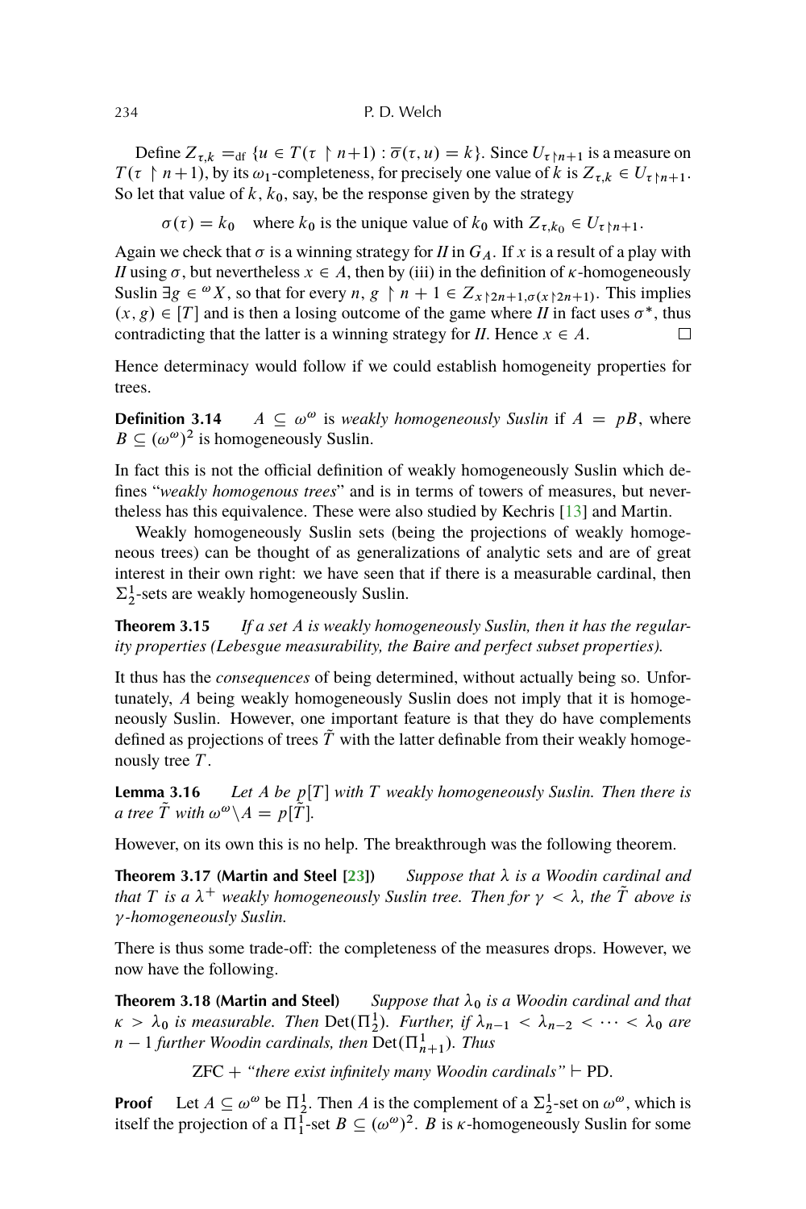Define $Z_{\tau,k} =_{\text{df}} \{u \in T(\tau \restriction n+1) : \overline{\sigma}(\tau, u) = k\}$. Since $U_{\tau \restriction n+1}$ is a measure on $T(\tau \restriction n+1)$, by its $\omega_1$-completeness, for precisely one value of $k$ is $Z_{\tau,k} \in U_{\tau \restriction n+1}$. So let that value of $k$, $k_0$, say, be the response given by the strategy

$$\sigma(\tau) = k_0 \quad \text{where } k_0 \text{ is the unique value of } k_0 \text{ with } Z_{\tau,k_0} \in U_{\tau \restriction n+1}.$$

Again we check that $\sigma$ is a winning strategy for *II* in $G_A$. If $x$ is a result of a play with *II* using $\sigma$, but nevertheless $x \in A$, then by (iii) in the definition of $\kappa$-homogeneously Suslin $\exists g \in {}^{\omega}X$, so that for every $n$, $g \restriction n+1 \in Z_{x \restriction 2n+1, \sigma(x \restriction 2n+1)}$. This implies $(x, g) \in [T]$ and is then a losing outcome of the game where *II* in fact uses $\sigma^*$, thus contradicting that the latter is a winning strategy for *II*. Hence $x \in A$. □

Hence determinacy would follow if we could establish homogeneity properties for trees.

**Definition 3.14** $A \subseteq \omega^\omega$ is *weakly homogeneously Suslin* if $A = pB$, where $B \subseteq (\omega^\omega)^2$ is homogeneously Suslin.

In fact this is not the official definition of weakly homogeneously Suslin which defines "*weakly homogenous trees*" and is in terms of towers of measures, but nevertheless has this equivalence. These were also studied by Kechris [13] and Martin.

Weakly homogeneously Suslin sets (being the projections of weakly homogeneous trees) can be thought of as generalizations of analytic sets and are of great interest in their own right: we have seen that if there is a measurable cardinal, then $\Sigma^1_2$-sets are weakly homogeneously Suslin.

**Theorem 3.15** *If a set A is weakly homogeneously Suslin, then it has the regularity properties (Lebesgue measurability, the Baire and perfect subset properties).*

It thus has the *consequences* of being determined, without actually being so. Unfortunately, $A$ being weakly homogeneously Suslin does not imply that it is homogeneously Suslin. However, one important feature is that they do have complements defined as projections of trees $\tilde{T}$ with the latter definable from their weakly homogenously tree $T$.

**Lemma 3.16** *Let A be $p[T]$ with T weakly homogeneously Suslin. Then there is a tree $\tilde{T}$ with $\omega^\omega \backslash A = p[\tilde{T}]$.*

However, on its own this is no help. The breakthrough was the following theorem.

**Theorem 3.17 (Martin and Steel [23])** *Suppose that $\lambda$ is a Woodin cardinal and that T is a $\lambda^+$ weakly homogeneously Suslin tree. Then for $\gamma < \lambda$, the $\tilde{T}$ above is $\gamma$-homogeneously Suslin.*

There is thus some trade-off: the completeness of the measures drops. However, we now have the following.

**Theorem 3.18 (Martin and Steel)** *Suppose that $\lambda_0$ is a Woodin cardinal and that $\kappa > \lambda_0$ is measurable. Then* $\text{Det}(\Pi^1_2)$*. Further, if $\lambda_{n-1} < \lambda_{n-2} < \cdots < \lambda_0$ are $n-1$ further Woodin cardinals, then* $\text{Det}(\Pi^1_{n+1})$*. Thus*

$$\text{ZFC} + \text{"there exist infinitely many Woodin cardinals"} \vdash \text{PD}.$$

**Proof** Let $A \subseteq \omega^\omega$ be $\Pi^1_2$. Then $A$ is the complement of a $\Sigma^1_2$-set on $\omega^\omega$, which is itself the projection of a $\Pi^1_1$-set $B \subseteq (\omega^\omega)^2$. $B$ is $\kappa$-homogeneously Suslin for some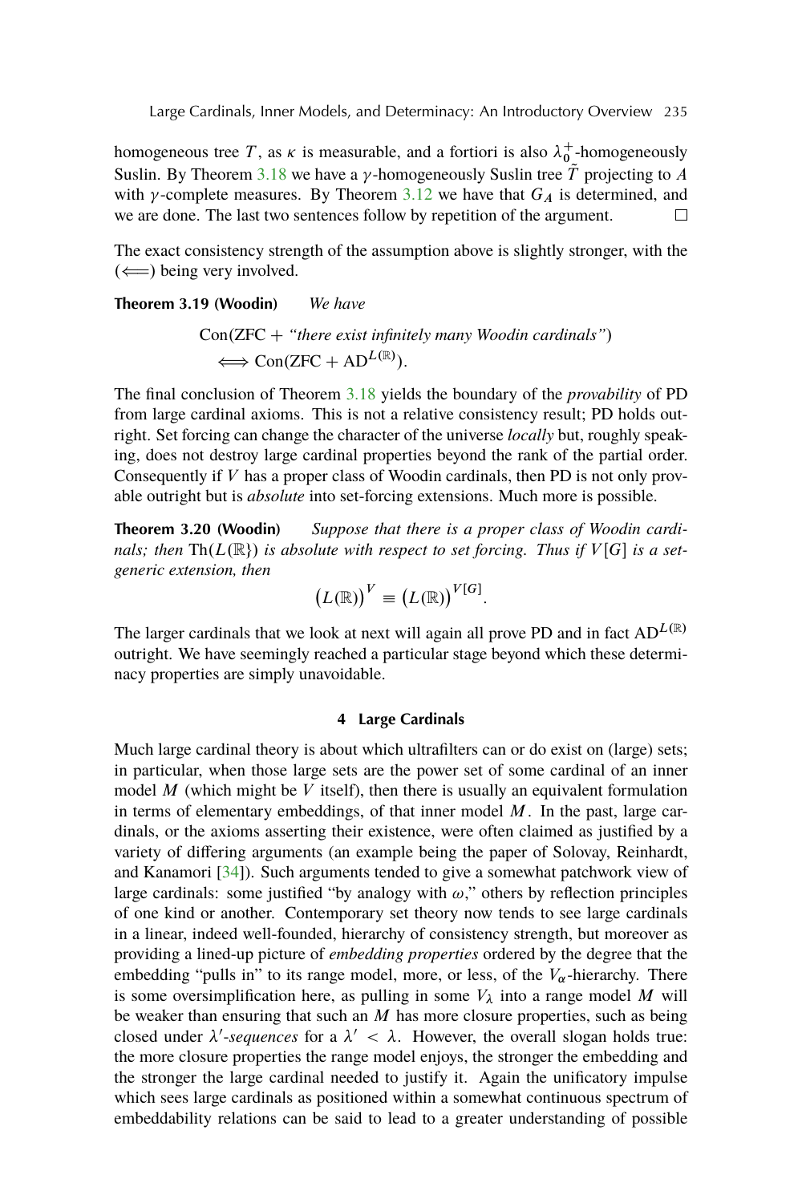homogeneous tree $T$, as $\kappa$ is measurable, and a fortiori is also $\lambda_0^+$-homogeneously Suslin. By Theorem 3.18 we have a $\gamma$-homogeneously Suslin tree $\tilde{T}$ projecting to $A$ with $\gamma$-complete measures. By Theorem 3.12 we have that $G_A$ is determined, and we are done. The last two sentences follow by repetition of the argument. □

The exact consistency strength of the assumption above is slightly stronger, with the ($\Longleftarrow$) being very involved.

**Theorem 3.19 (Woodin)** *We have*

$$\mathrm{Con}(\mathrm{ZFC} + \text{“there exist infinitely many Woodin cardinals”}) \\ \Longleftrightarrow \mathrm{Con}(\mathrm{ZFC} + \mathrm{AD}^{L(\mathbb{R})}).$$

The final conclusion of Theorem 3.18 yields the boundary of the *provability* of PD from large cardinal axioms. This is not a relative consistency result; PD holds outright. Set forcing can change the character of the universe *locally* but, roughly speaking, does not destroy large cardinal properties beyond the rank of the partial order. Consequently if $V$ has a proper class of Woodin cardinals, then PD is not only provable outright but is *absolute* into set-forcing extensions. Much more is possible.

**Theorem 3.20 (Woodin)** *Suppose that there is a proper class of Woodin cardinals; then* $\mathrm{Th}(L(\mathbb{R}\})$ *is absolute with respect to set forcing. Thus if* $V[G]$ *is a set-generic extension, then*

$$\big(L(\mathbb{R})\big)^V \equiv \big(L(\mathbb{R})\big)^{V[G]}.$$

The larger cardinals that we look at next will again all prove PD and in fact $\mathrm{AD}^{L(\mathbb{R})}$ outright. We have seemingly reached a particular stage beyond which these determinacy properties are simply unavoidable.

## 4 Large Cardinals

Much large cardinal theory is about which ultrafilters can or do exist on (large) sets; in particular, when those large sets are the power set of some cardinal of an inner model $M$ (which might be $V$ itself), then there is usually an equivalent formulation in terms of elementary embeddings, of that inner model $M$. In the past, large cardinals, or the axioms asserting their existence, were often claimed as justified by a variety of differing arguments (an example being the paper of Solovay, Reinhardt, and Kanamori [34]). Such arguments tended to give a somewhat patchwork view of large cardinals: some justified “by analogy with $\omega$,” others by reflection principles of one kind or another. Contemporary set theory now tends to see large cardinals in a linear, indeed well-founded, hierarchy of consistency strength, but moreover as providing a lined-up picture of *embedding properties* ordered by the degree that the embedding “pulls in” to its range model, more, or less, of the $V_\alpha$-hierarchy. There is some oversimplification here, as pulling in some $V_\lambda$ into a range model $M$ will be weaker than ensuring that such an $M$ has more closure properties, such as being closed under $\lambda'$*-sequences* for a $\lambda' < \lambda$. However, the overall slogan holds true: the more closure properties the range model enjoys, the stronger the embedding and the stronger the large cardinal needed to justify it. Again the unificatory impulse which sees large cardinals as positioned within a somewhat continuous spectrum of embeddability relations can be said to lead to a greater understanding of possible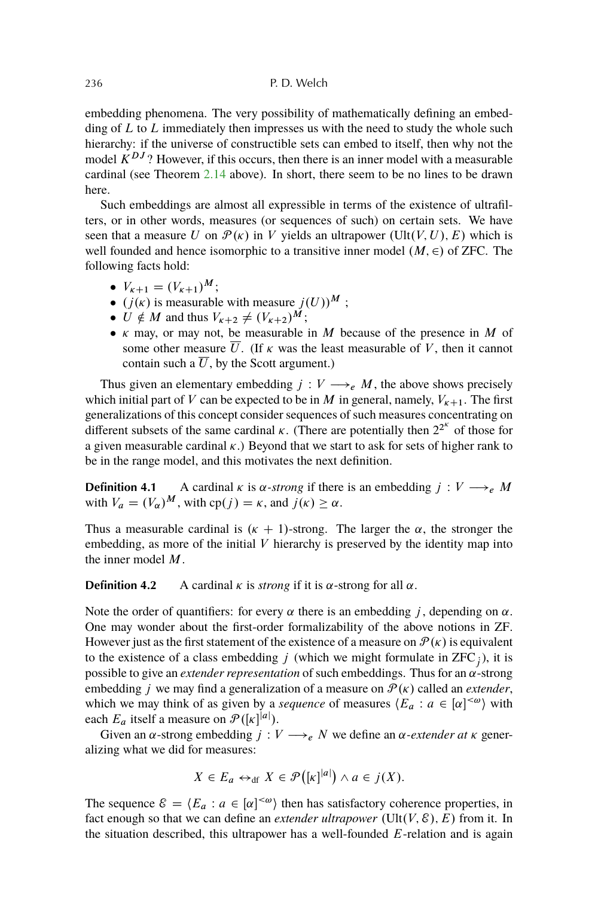embedding phenomena. The very possibility of mathematically defining an embedding of $L$ to $L$ immediately then impresses us with the need to study the whole such hierarchy: if the universe of constructible sets can embed to itself, then why not the model $K^{DJ}$? However, if this occurs, then there is an inner model with a measurable cardinal (see Theorem 2.14 above). In short, there seem to be no lines to be drawn here.

Such embeddings are almost all expressible in terms of the existence of ultrafilters, or in other words, measures (or sequences of such) on certain sets. We have seen that a measure $U$ on $\mathcal{P}(\kappa)$ in $V$ yields an ultrapower $(\mathrm{Ult}(V, U), E)$ which is well founded and hence isomorphic to a transitive inner model $(M, \in)$ of ZFC. The following facts hold:

- $V_{\kappa+1} = (V_{\kappa+1})^M$;
- $(j(\kappa)$ is measurable with measure $j(U))^M$ ;
- $U \notin M$ and thus $V_{\kappa+2} \neq (V_{\kappa+2})^M$;
- $\kappa$ may, or may not, be measurable in $M$ because of the presence in $M$ of some other measure $\overline{U}$. (If $\kappa$ was the least measurable of $V$, then it cannot contain such a $\overline{U}$, by the Scott argument.)

Thus given an elementary embedding $j : V \longrightarrow_e M$, the above shows precisely which initial part of $V$ can be expected to be in $M$ in general, namely, $V_{\kappa+1}$. The first generalizations of this concept consider sequences of such measures concentrating on different subsets of the same cardinal $\kappa$. (There are potentially then $2^{2^\kappa}$ of those for a given measurable cardinal $\kappa$.) Beyond that we start to ask for sets of higher rank to be in the range model, and this motivates the next definition.

**Definition 4.1** A cardinal $\kappa$ is *$\alpha$-strong* if there is an embedding $j : V \longrightarrow_e M$ with $V_a = (V_\alpha)^M$, with $\mathrm{cp}(j) = \kappa$, and $j(\kappa) \geq \alpha$.

Thus a measurable cardinal is $(\kappa + 1)$-strong. The larger the $\alpha$, the stronger the embedding, as more of the initial $V$ hierarchy is preserved by the identity map into the inner model $M$.

**Definition 4.2** A cardinal $\kappa$ is *strong* if it is $\alpha$-strong for all $\alpha$.

Note the order of quantifiers: for every $\alpha$ there is an embedding $j$, depending on $\alpha$. One may wonder about the first-order formalizability of the above notions in ZF. However just as the first statement of the existence of a measure on $\mathcal{P}(\kappa)$ is equivalent to the existence of a class embedding $j$ (which we might formulate in $\mathrm{ZFC}_j$), it is possible to give an *extender representation* of such embeddings. Thus for an $\alpha$-strong embedding $j$ we may find a generalization of a measure on $\mathcal{P}(\kappa)$ called an *extender*, which we may think of as given by a *sequence* of measures $\langle E_a : a \in [\alpha]^{<\omega} \rangle$ with each $E_a$ itself a measure on $\mathcal{P}([\kappa]^{|a|})$.

Given an $\alpha$-strong embedding $j : V \longrightarrow_e N$ we define an *$\alpha$-extender at $\kappa$* generalizing what we did for measures:

$$X \in E_a \leftrightarrow_{\mathrm{df}} X \in \mathcal{P}\big([\kappa]^{|a|}\big) \wedge a \in j(X).$$

The sequence $\mathcal{E} = \langle E_a : a \in [\alpha]^{<\omega} \rangle$ then has satisfactory coherence properties, in fact enough so that we can define an *extender ultrapower* $(\mathrm{Ult}(V, \mathcal{E}), E)$ from it. In the situation described, this ultrapower has a well-founded $E$-relation and is again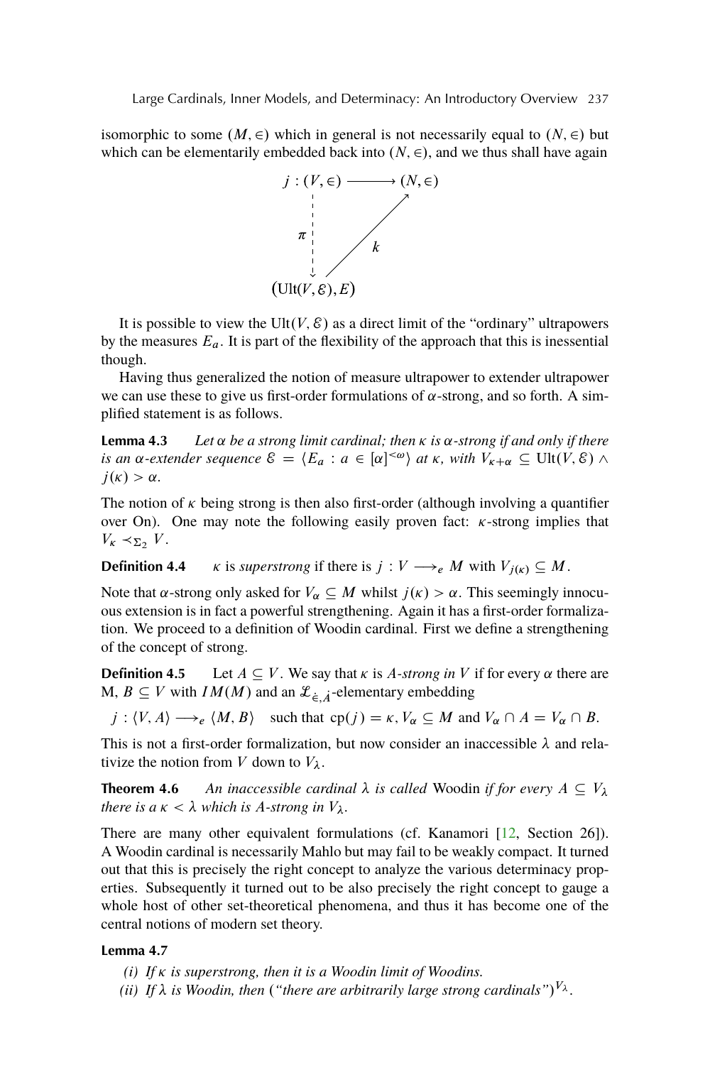isomorphic to some $(M, \in)$ which in general is not necessarily equal to $(N, \in)$ but which can be elementarily embedded back into $(N, \in)$, and we thus shall have again

$$
\begin{array}{ccc}
j : (V, \in) & \longrightarrow & (N, \in) \\
\pi \downarrow & \nearrow k & \\
(\mathrm{Ult}(V, \mathcal{E}), E) & &
\end{array}
$$

It is possible to view the $\mathrm{Ult}(V, \mathcal{E})$ as a direct limit of the "ordinary" ultrapowers by the measures $E_a$. It is part of the flexibility of the approach that this is inessential though.

Having thus generalized the notion of measure ultrapower to extender ultrapower we can use these to give us first-order formulations of $\alpha$-strong, and so forth. A simplified statement is as follows.

**Lemma 4.3** *Let $\alpha$ be a strong limit cardinal; then $\kappa$ is $\alpha$-strong if and only if there is an $\alpha$-extender sequence $\mathcal{E} = \langle E_a : a \in [\alpha]^{<\omega} \rangle$ at $\kappa$, with $V_{\kappa+\alpha} \subseteq \mathrm{Ult}(V, \mathcal{E}) \wedge j(\kappa) > \alpha$.*

The notion of $\kappa$ being strong is then also first-order (although involving a quantifier over On). One may note the following easily proven fact: $\kappa$-strong implies that $V_\kappa \prec_{\Sigma_2} V$.

**Definition 4.4** $\kappa$ is *superstrong* if there is $j : V \longrightarrow_e M$ with $V_{j(\kappa)} \subseteq M$.

Note that $\alpha$-strong only asked for $V_\alpha \subseteq M$ whilst $j(\kappa) > \alpha$. This seemingly innocuous extension is in fact a powerful strengthening. Again it has a first-order formalization. We proceed to a definition of Woodin cardinal. First we define a strengthening of the concept of strong.

**Definition 4.5** Let $A \subseteq V$. We say that $\kappa$ is *$A$-strong in $V$* if for every $\alpha$ there are M, $B \subseteq V$ with $IM(M)$ and an $\mathcal{L}_{\dot{\in}, \dot{A}}$-elementary embedding

$$j : \langle V, A \rangle \longrightarrow_e \langle M, B \rangle \quad \text{such that } \mathrm{cp}(j) = \kappa, V_\alpha \subseteq M \text{ and } V_\alpha \cap A = V_\alpha \cap B.$$

This is not a first-order formalization, but now consider an inaccessible $\lambda$ and relativize the notion from $V$ down to $V_\lambda$.

**Theorem 4.6** *An inaccessible cardinal $\lambda$ is called* Woodin *if for every $A \subseteq V_\lambda$ there is a $\kappa < \lambda$ which is $A$-strong in $V_\lambda$.*

There are many other equivalent formulations (cf. Kanamori [12, Section 26]). A Woodin cardinal is necessarily Mahlo but may fail to be weakly compact. It turned out that this is precisely the right concept to analyze the various determinacy properties. Subsequently it turned out to be also precisely the right concept to gauge a whole host of other set-theoretical phenomena, and thus it has become one of the central notions of modern set theory.

**Lemma 4.7**

*(i) If $\kappa$ is superstrong, then it is a Woodin limit of Woodins.*
*(ii) If $\lambda$ is Woodin, then ("there are arbitrarily large strong cardinals")$^{V_\lambda}$.*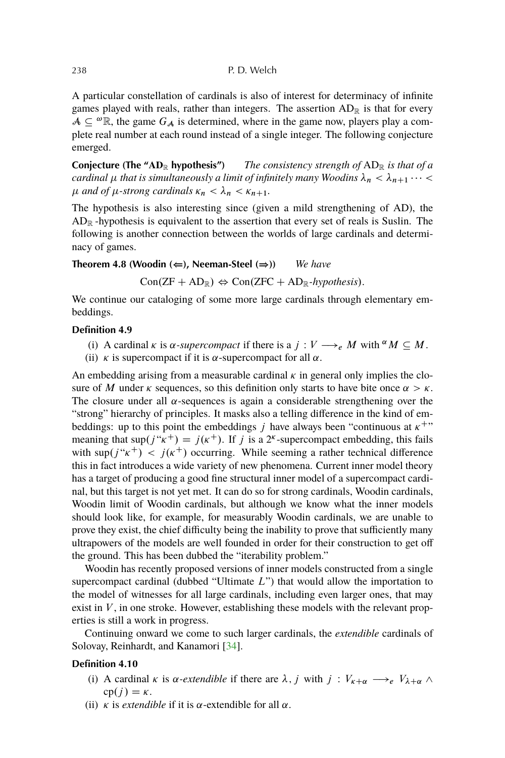A particular constellation of cardinals is also of interest for determinacy of infinite games played with reals, rather than integers. The assertion $\mathrm{AD}_{\mathbb{R}}$ is that for every $\mathcal{A} \subseteq {}^{\omega}\mathbb{R}$, the game $G_{\mathcal{A}}$ is determined, where in the game now, players play a complete real number at each round instead of a single integer. The following conjecture emerged.

**Conjecture (The "$\mathbf{AD}_{\mathbb{R}}$ hypothesis")** *The consistency strength of* $\mathrm{AD}_{\mathbb{R}}$ *is that of a cardinal* $\mu$ *that is simultaneously a limit of infinitely many Woodins* $\lambda_n < \lambda_{n+1} \cdots < \mu$ *and of* $\mu$*-strong cardinals* $\kappa_n < \lambda_n < \kappa_{n+1}$.

The hypothesis is also interesting since (given a mild strengthening of AD), the $\mathrm{AD}_{\mathbb{R}}$-hypothesis is equivalent to the assertion that every set of reals is Suslin. The following is another connection between the worlds of large cardinals and determinacy of games.

**Theorem 4.8 (Woodin ($\Leftarrow$), Neeman-Steel ($\Rightarrow$))** *We have*

$$\mathrm{Con}(\mathrm{ZF} + \mathrm{AD}_{\mathbb{R}}) \Leftrightarrow \mathrm{Con}(\mathrm{ZFC} + \mathrm{AD}_{\mathbb{R}}\text{-}hypothesis).$$

We continue our cataloging of some more large cardinals through elementary embeddings.

**Definition 4.9**

(i) A cardinal $\kappa$ is $\alpha$*-supercompact* if there is a $j : V \longrightarrow_e M$ with ${}^{\alpha}M \subseteq M$.
(ii) $\kappa$ is supercompact if it is $\alpha$-supercompact for all $\alpha$.

An embedding arising from a measurable cardinal $\kappa$ in general only implies the closure of $M$ under $\kappa$ sequences, so this definition only starts to have bite once $\alpha > \kappa$. The closure under all $\alpha$-sequences is again a considerable strengthening over the "strong" hierarchy of principles. It masks also a telling difference in the kind of embeddings: up to this point the embeddings $j$ have always been "continuous at $\kappa^{+}$" meaning that $\sup(j``\kappa^{+}) = j(\kappa^{+})$. If $j$ is a $2^{\kappa}$-supercompact embedding, this fails with $\sup(j``\kappa^{+}) < j(\kappa^{+})$ occurring. While seeming a rather technical difference this in fact introduces a wide variety of new phenomena. Current inner model theory has a target of producing a good fine structural inner model of a supercompact cardinal, but this target is not yet met. It can do so for strong cardinals, Woodin cardinals, Woodin limit of Woodin cardinals, but although we know what the inner models should look like, for example, for measurably Woodin cardinals, we are unable to prove they exist, the chief difficulty being the inability to prove that sufficiently many ultrapowers of the models are well founded in order for their construction to get off the ground. This has been dubbed the "iterability problem."

Woodin has recently proposed versions of inner models constructed from a single supercompact cardinal (dubbed "Ultimate $L$") that would allow the importation to the model of witnesses for all large cardinals, including even larger ones, that may exist in $V$, in one stroke. However, establishing these models with the relevant properties is still a work in progress.

Continuing onward we come to such larger cardinals, the *extendible* cardinals of Solovay, Reinhardt, and Kanamori [34].

**Definition 4.10**

(i) A cardinal $\kappa$ is $\alpha$*-extendible* if there are $\lambda, j$ with $j : V_{\kappa+\alpha} \longrightarrow_e V_{\lambda+\alpha} \wedge \mathrm{cp}(j) = \kappa$.
(ii) $\kappa$ is *extendible* if it is $\alpha$-extendible for all $\alpha$.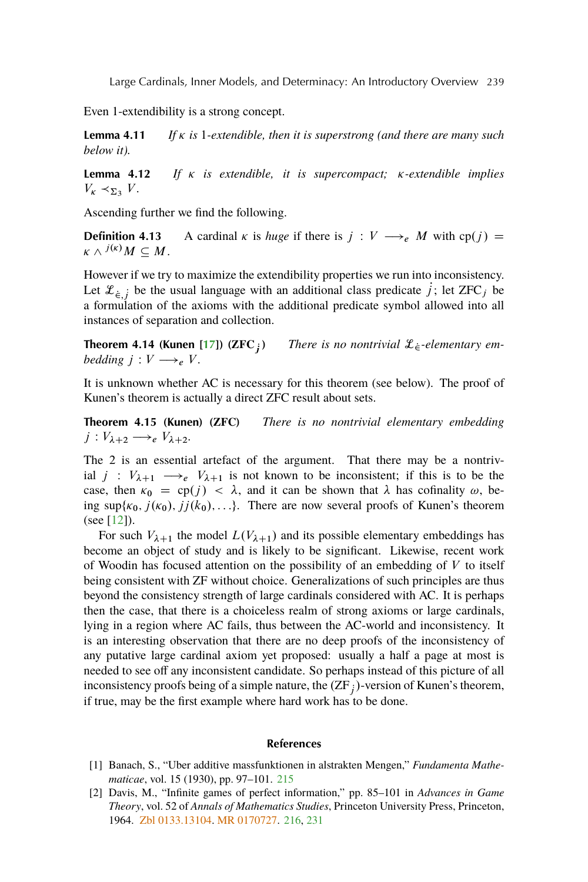Even 1-extendibility is a strong concept.

**Lemma 4.11** *If $\kappa$ is 1-extendible, then it is superstrong (and there are many such below it).*

**Lemma 4.12** *If $\kappa$ is extendible, it is supercompact; $\kappa$-extendible implies $V_\kappa \prec_{\Sigma_3} V$.*

Ascending further we find the following.

**Definition 4.13** A cardinal $\kappa$ is *huge* if there is $j : V \longrightarrow_e M$ with $\mathrm{cp}(j) = \kappa \wedge {}^{j(\kappa)}M \subseteq M$.

However if we try to maximize the extendibility properties we run into inconsistency. Let $\mathcal{L}_{\dot{\in},\dot{j}}$ be the usual language with an additional class predicate $\dot{j}$; let $\mathrm{ZFC}_{\dot{j}}$ be a formulation of the axioms with the additional predicate symbol allowed into all instances of separation and collection.

**Theorem 4.14 (Kunen [17]) ($\mathrm{ZFC}_{\dot{j}}$)** *There is no nontrivial $\mathcal{L}_{\dot{\in}}$-elementary embedding $j : V \longrightarrow_e V$.*

It is unknown whether AC is necessary for this theorem (see below). The proof of Kunen's theorem is actually a direct ZFC result about sets.

**Theorem 4.15 (Kunen) (ZFC)** *There is no nontrivial elementary embedding $j : V_{\lambda+2} \longrightarrow_e V_{\lambda+2}$.*

The 2 is an essential artefact of the argument. That there may be a nontrivial $j : V_{\lambda+1} \longrightarrow_e V_{\lambda+1}$ is not known to be inconsistent; if this is to be the case, then $\kappa_0 = \mathrm{cp}(j) < \lambda$, and it can be shown that $\lambda$ has cofinality $\omega$, being $\sup\{\kappa_0, j(\kappa_0), jj(\kappa_0), \ldots\}$. There are now several proofs of Kunen's theorem (see [12]).

For such $V_{\lambda+1}$ the model $L(V_{\lambda+1})$ and its possible elementary embeddings has become an object of study and is likely to be significant. Likewise, recent work of Woodin has focused attention on the possibility of an embedding of $V$ to itself being consistent with ZF without choice. Generalizations of such principles are thus beyond the consistency strength of large cardinals considered with AC. It is perhaps then the case, that there is a choiceless realm of strong axioms or large cardinals, lying in a region where AC fails, thus between the AC-world and inconsistency. It is an interesting observation that there are no deep proofs of the inconsistency of any putative large cardinal axiom yet proposed: usually a half a page at most is needed to see off any inconsistent candidate. So perhaps instead of this picture of all inconsistency proofs being of a simple nature, the $(\mathrm{ZF}_{\dot{j}})$-version of Kunen's theorem, if true, may be the first example where hard work has to be done.

## References

[1] Banach, S., "Uber additive massfunktionen in alstrakten Mengen," *Fundamenta Mathematicae*, vol. 15 (1930), pp. 97–101. 215

[2] Davis, M., "Infinite games of perfect information," pp. 85–101 in *Advances in Game Theory*, vol. 52 of *Annals of Mathematics Studies*, Princeton University Press, Princeton, 1964. Zbl 0133.13104. MR 0170727. 216, 231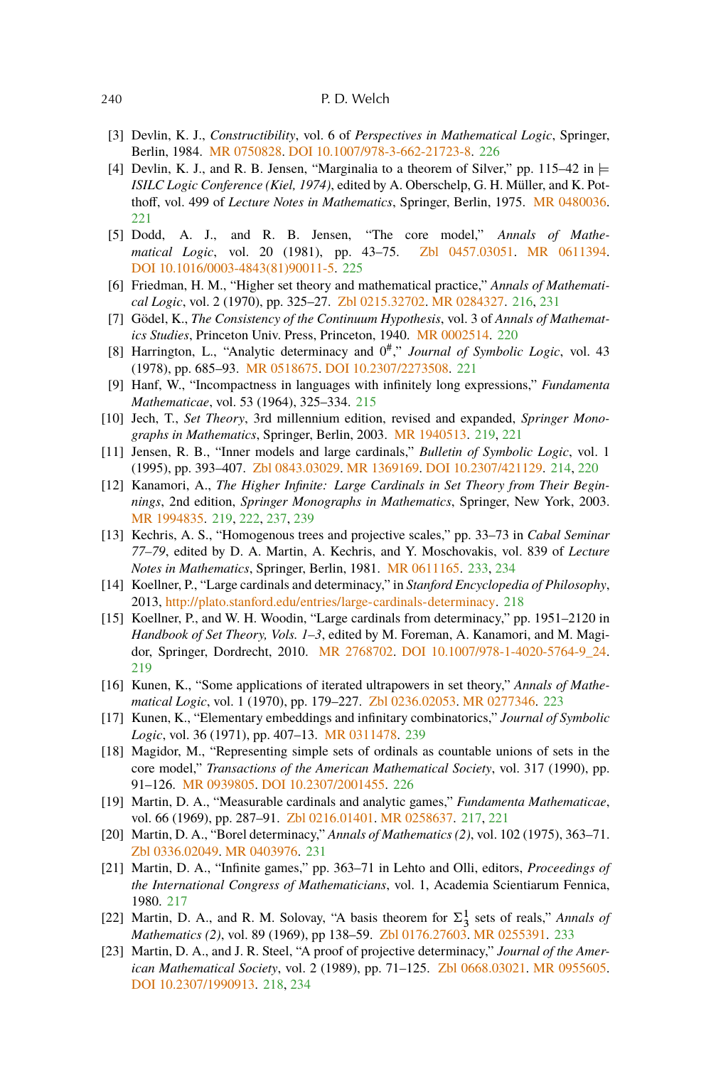[3] Devlin, K. J., *Constructibility*, vol. 6 of *Perspectives in Mathematical Logic*, Springer, Berlin, 1984. MR 0750828. DOI 10.1007/978-3-662-21723-8. 226

[4] Devlin, K. J., and R. B. Jensen, "Marginalia to a theorem of Silver," pp. 115–42 in $\models$ *ISILC Logic Conference (Kiel, 1974)*, edited by A. Oberschelp, G. H. Müller, and K. Potthoff, vol. 499 of *Lecture Notes in Mathematics*, Springer, Berlin, 1975. MR 0480036. 221

[5] Dodd, A. J., and R. B. Jensen, "The core model," *Annals of Mathematical Logic*, vol. 20 (1981), pp. 43–75. Zbl 0457.03051. MR 0611394. DOI 10.1016/0003-4843(81)90011-5. 225

[6] Friedman, H. M., "Higher set theory and mathematical practice," *Annals of Mathematical Logic*, vol. 2 (1970), pp. 325–27. Zbl 0215.32702. MR 0284327. 216, 231

[7] Gödel, K., *The Consistency of the Continuum Hypothesis*, vol. 3 of *Annals of Mathematics Studies*, Princeton Univ. Press, Princeton, 1940. MR 0002514. 220

[8] Harrington, L., "Analytic determinacy and $0^{\#}$," *Journal of Symbolic Logic*, vol. 43 (1978), pp. 685–93. MR 0518675. DOI 10.2307/2273508. 221

[9] Hanf, W., "Incompactness in languages with infinitely long expressions," *Fundamenta Mathematicae*, vol. 53 (1964), 325–334. 215

[10] Jech, T., *Set Theory*, 3rd millennium edition, revised and expanded, *Springer Monographs in Mathematics*, Springer, Berlin, 2003. MR 1940513. 219, 221

[11] Jensen, R. B., "Inner models and large cardinals," *Bulletin of Symbolic Logic*, vol. 1 (1995), pp. 393–407. Zbl 0843.03029. MR 1369169. DOI 10.2307/421129. 214, 220

[12] Kanamori, A., *The Higher Infinite: Large Cardinals in Set Theory from Their Beginnings*, 2nd edition, *Springer Monographs in Mathematics*, Springer, New York, 2003. MR 1994835. 219, 222, 237, 239

[13] Kechris, A. S., "Homogenous trees and projective scales," pp. 33–73 in *Cabal Seminar 77–79*, edited by D. A. Martin, A. Kechris, and Y. Moschovakis, vol. 839 of *Lecture Notes in Mathematics*, Springer, Berlin, 1981. MR 0611165. 233, 234

[14] Koellner, P., "Large cardinals and determinacy," in *Stanford Encyclopedia of Philosophy*, 2013, http://plato.stanford.edu/entries/large-cardinals-determinacy. 218

[15] Koellner, P., and W. H. Woodin, "Large cardinals from determinacy," pp. 1951–2120 in *Handbook of Set Theory, Vols. 1–3*, edited by M. Foreman, A. Kanamori, and M. Magidor, Springer, Dordrecht, 2010. MR 2768702. DOI 10.1007/978-1-4020-5764-9_24. 219

[16] Kunen, K., "Some applications of iterated ultrapowers in set theory," *Annals of Mathematical Logic*, vol. 1 (1970), pp. 179–227. Zbl 0236.02053. MR 0277346. 223

[17] Kunen, K., "Elementary embeddings and infinitary combinatorics," *Journal of Symbolic Logic*, vol. 36 (1971), pp. 407–13. MR 0311478. 239

[18] Magidor, M., "Representing simple sets of ordinals as countable unions of sets in the core model," *Transactions of the American Mathematical Society*, vol. 317 (1990), pp. 91–126. MR 0939805. DOI 10.2307/2001455. 226

[19] Martin, D. A., "Measurable cardinals and analytic games," *Fundamenta Mathematicae*, vol. 66 (1969), pp. 287–91. Zbl 0216.01401. MR 0258637. 217, 221

[20] Martin, D. A., "Borel determinacy," *Annals of Mathematics (2)*, vol. 102 (1975), 363–71. Zbl 0336.02049. MR 0403976. 231

[21] Martin, D. A., "Infinite games," pp. 363–71 in Lehto and Olli, editors, *Proceedings of the International Congress of Mathematicians*, vol. 1, Academia Scientiarum Fennica, 1980. 217

[22] Martin, D. A., and R. M. Solovay, "A basis theorem for $\Sigma^1_3$ sets of reals," *Annals of Mathematics (2)*, vol. 89 (1969), pp 138–59. Zbl 0176.27603. MR 0255391. 233

[23] Martin, D. A., and J. R. Steel, "A proof of projective determinacy," *Journal of the American Mathematical Society*, vol. 2 (1989), pp. 71–125. Zbl 0668.03021. MR 0955605. DOI 10.2307/1990913. 218, 234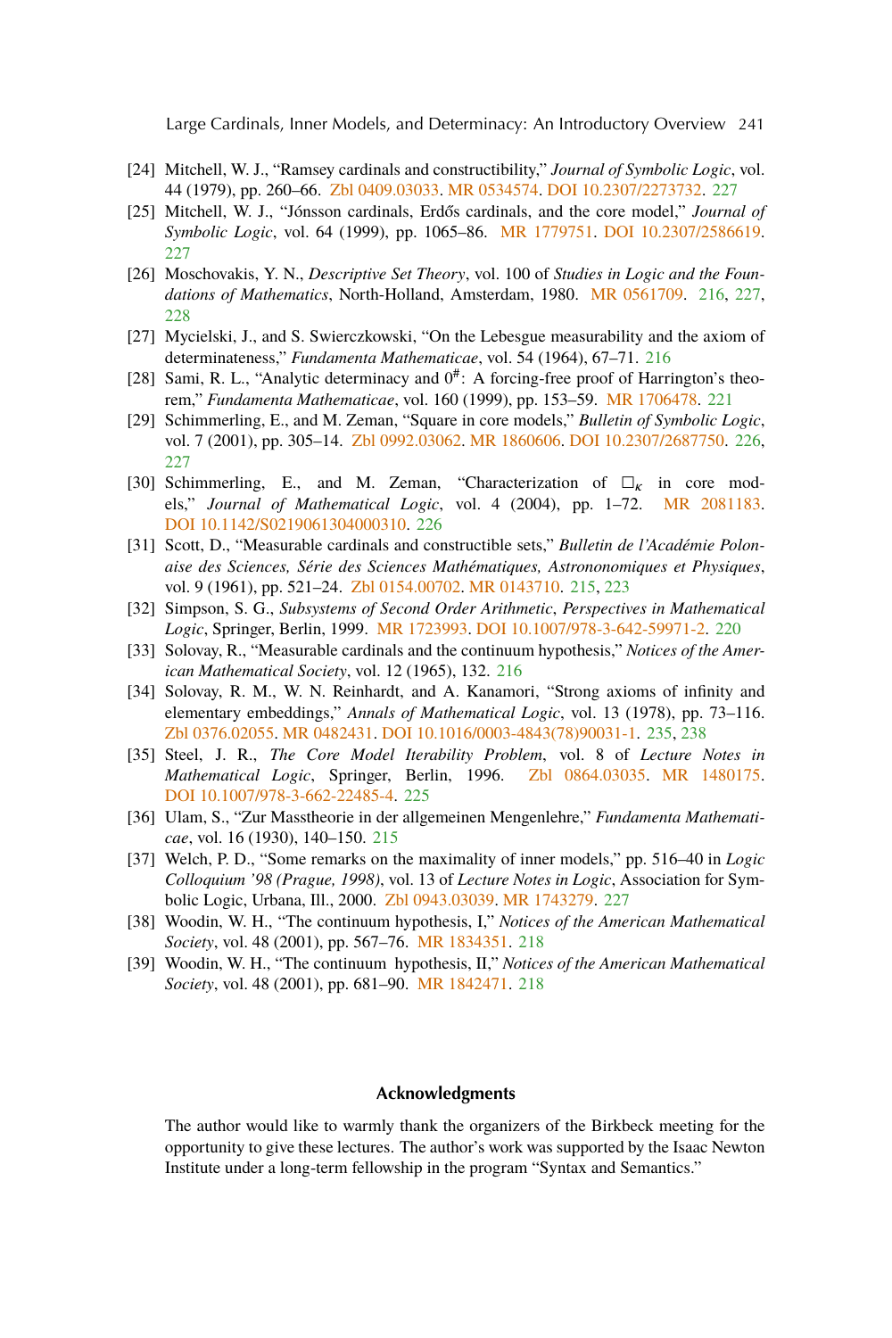[24] Mitchell, W. J., "Ramsey cardinals and constructibility," *Journal of Symbolic Logic*, vol. 44 (1979), pp. 260–66. Zbl 0409.03033. MR 0534574. DOI 10.2307/2273732. 227

[25] Mitchell, W. J., "Jónsson cardinals, Erdős cardinals, and the core model," *Journal of Symbolic Logic*, vol. 64 (1999), pp. 1065–86. MR 1779751. DOI 10.2307/2586619. 227

[26] Moschovakis, Y. N., *Descriptive Set Theory*, vol. 100 of *Studies in Logic and the Foundations of Mathematics*, North-Holland, Amsterdam, 1980. MR 0561709. 216, 227, 228

[27] Mycielski, J., and S. Swierczkowski, "On the Lebesgue measurability and the axiom of determinateness," *Fundamenta Mathematicae*, vol. 54 (1964), 67–71. 216

[28] Sami, R. L., "Analytic determinacy and $0^{\#}$: A forcing-free proof of Harrington's theorem," *Fundamenta Mathematicae*, vol. 160 (1999), pp. 153–59. MR 1706478. 221

[29] Schimmerling, E., and M. Zeman, "Square in core models," *Bulletin of Symbolic Logic*, vol. 7 (2001), pp. 305–14. Zbl 0992.03062. MR 1860606. DOI 10.2307/2687750. 226, 227

[30] Schimmerling, E., and M. Zeman, "Characterization of $\square_\kappa$ in core models," *Journal of Mathematical Logic*, vol. 4 (2004), pp. 1–72. MR 2081183. DOI 10.1142/S0219061304000310. 226

[31] Scott, D., "Measurable cardinals and constructible sets," *Bulletin de l'Académie Polonaise des Sciences, Série des Sciences Mathématiques, Astrononomiques et Physiques*, vol. 9 (1961), pp. 521–24. Zbl 0154.00702. MR 0143710. 215, 223

[32] Simpson, S. G., *Subsystems of Second Order Arithmetic*, *Perspectives in Mathematical Logic*, Springer, Berlin, 1999. MR 1723993. DOI 10.1007/978-3-642-59971-2. 220

[33] Solovay, R., "Measurable cardinals and the continuum hypothesis," *Notices of the American Mathematical Society*, vol. 12 (1965), 132. 216

[34] Solovay, R. M., W. N. Reinhardt, and A. Kanamori, "Strong axioms of infinity and elementary embeddings," *Annals of Mathematical Logic*, vol. 13 (1978), pp. 73–116. Zbl 0376.02055. MR 0482431. DOI 10.1016/0003-4843(78)90031-1. 235, 238

[35] Steel, J. R., *The Core Model Iterability Problem*, vol. 8 of *Lecture Notes in Mathematical Logic*, Springer, Berlin, 1996. Zbl 0864.03035. MR 1480175. DOI 10.1007/978-3-662-22485-4. 225

[36] Ulam, S., "Zur Masstheorie in der allgemeinen Mengenlehre," *Fundamenta Mathematicae*, vol. 16 (1930), 140–150. 215

[37] Welch, P. D., "Some remarks on the maximality of inner models," pp. 516–40 in *Logic Colloquium '98 (Prague, 1998)*, vol. 13 of *Lecture Notes in Logic*, Association for Symbolic Logic, Urbana, Ill., 2000. Zbl 0943.03039. MR 1743279. 227

[38] Woodin, W. H., "The continuum hypothesis, I," *Notices of the American Mathematical Society*, vol. 48 (2001), pp. 567–76. MR 1834351. 218

[39] Woodin, W. H., "The continuum hypothesis, II," *Notices of the American Mathematical Society*, vol. 48 (2001), pp. 681–90. MR 1842471. 218

## Acknowledgments

The author would like to warmly thank the organizers of the Birkbeck meeting for the opportunity to give these lectures. The author's work was supported by the Isaac Newton Institute under a long-term fellowship in the program "Syntax and Semantics."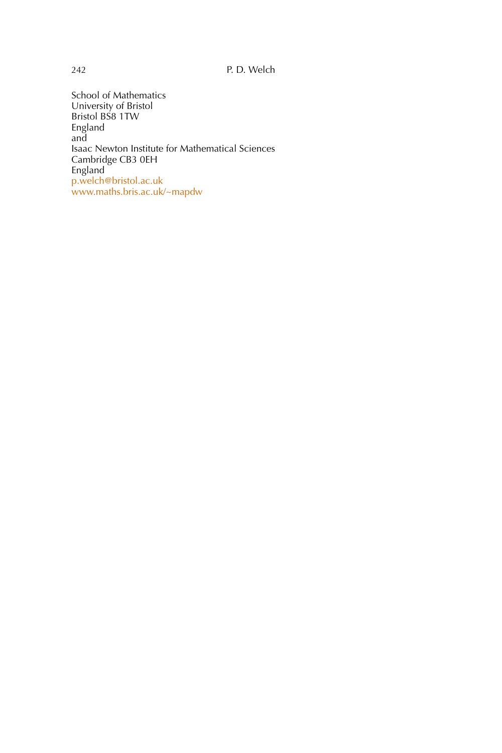School of Mathematics  
University of Bristol  
Bristol BS8 1TW  
England  
and  
Isaac Newton Institute for Mathematical Sciences  
Cambridge CB3 0EH  
England  
p.welch@bristol.ac.uk  
www.maths.bris.ac.uk/~mapdw